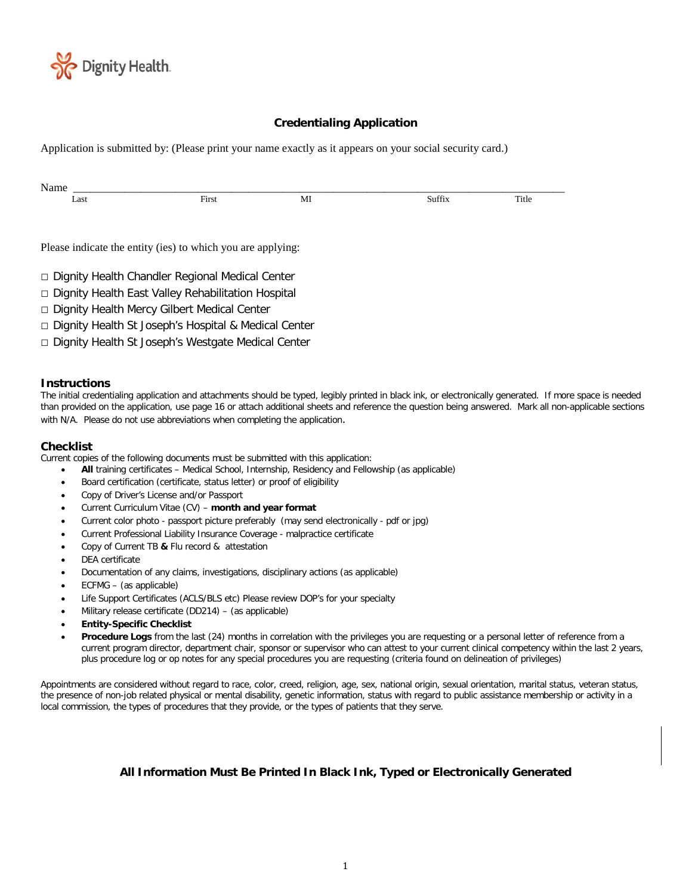Dignity Health.

## Credentialing Application

Application is submitted by: (Please print your name exactly as it appears on your social security card.)

Name \_\_\_\_\_\_\_\_\_\_\_\_\_\_\_\_\_\_\_\_\_\_\_\_\_\_\_\_\_\_\_\_\_\_\_\_\_\_\_\_\_\_\_\_\_\_\_\_\_\_\_\_\_\_\_\_\_\_\_\_\_\_\_\_\_\_\_\_\_\_\_\_\_\_\_\_

Last First MI Suffix Title

Please indicate the entity (ies) to which you are applying:

□ Dignity Health Chandler Regional Medical Center
□ Dignity Health East Valley Rehabilitation Hospital
□ Dignity Health Mercy Gilbert Medical Center
□ Dignity Health St Joseph's Hospital & Medical Center
□ Dignity Health St Joseph's Westgate Medical Center

### Instructions

The initial credentialing application and attachments should be typed, legibly printed in black ink, or electronically generated. If more space is needed than provided on the application, use page 16 or attach additional sheets and reference the question being answered. Mark all non-applicable sections with N/A. Please do not use abbreviations when completing the application.

### Checklist

Current copies of the following documents must be submitted with this application:

- **All** training certificates – Medical School, Internship, Residency and Fellowship (as applicable)
- Board certification (certificate, status letter) or proof of eligibility
- Copy of Driver's License and/or Passport
- Current Curriculum Vitae (CV) – **month and year format**
- Current color photo - passport picture preferably (may send electronically - pdf or jpg)
- Current Professional Liability Insurance Coverage - malpractice certificate
- Copy of Current TB **&** Flu record & attestation
- DEA certificate
- Documentation of any claims, investigations, disciplinary actions (as applicable)
- ECFMG – (as applicable)
- Life Support Certificates (ACLS/BLS etc) Please review DOP's for your specialty
- Military release certificate (DD214) – (as applicable)
- **Entity-Specific Checklist**
- **Procedure Logs** from the last (24) months in correlation with the privileges you are requesting or a personal letter of reference from a current program director, department chair, sponsor or supervisor who can attest to your current clinical competency within the last 2 years, plus procedure log or op notes for any special procedures you are requesting (criteria found on delineation of privileges)

Appointments are considered without regard to race, color, creed, religion, age, sex, national origin, sexual orientation, marital status, veteran status, the presence of non-job related physical or mental disability, genetic information, status with regard to public assistance membership or activity in a local commission, the types of procedures that they provide, or the types of patients that they serve.

**All Information Must Be Printed In Black Ink, Typed or Electronically Generated**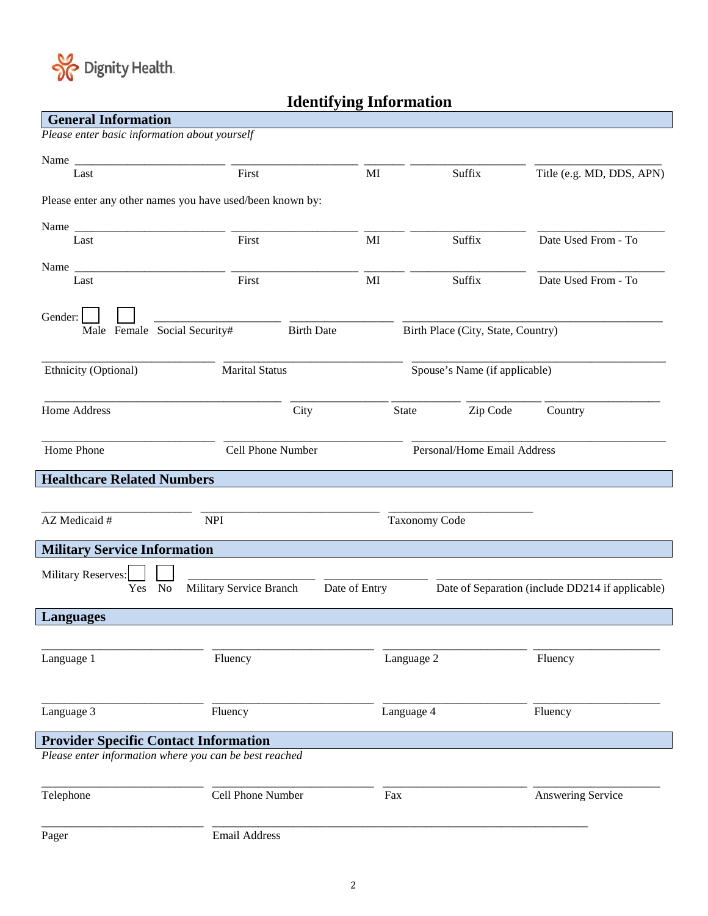Dignity Health.

# Identifying Information

## General Information

*Please enter basic information about yourself*

Name ________________________ ____________________ ______ __________________ ____________________

Last | First | MI | Suffix | Title (e.g. MD, DDS, APN)

Please enter any other names you have used/been known by:

Name ________________________ ____________________ ______ __________________ ____________________

Last | First | MI | Suffix | Date Used From - To

Name ________________________ ____________________ ______ __________________ ____________________

Last | First | MI | Suffix | Date Used From - To

Gender: ☐ Male ☐ Female ____________________ Social Security# ________________ Birth Date ________________________________________ Birth Place (City, State, Country)

__________________________ Ethnicity (Optional) ____________________________ Marital Status ________________________________________ Spouse's Name (if applicable)

________________________________________ Home Address ________________ City __________ State __________ Zip Code ____________________ Country

__________________________ Home Phone ____________________________ Cell Phone Number ________________________________________ Personal/Home Email Address

## Healthcare Related Numbers

______________________ AZ Medicaid # ____________________________ NPI ______________________ Taxonomy Code

## Military Service Information

Military Reserves: ☐ Yes ☐ No ____________________ Military Service Branch ________________ Date of Entry ____________________________________ Date of Separation (include DD214 if applicable)

## Languages

________________________ Language 1 ________________________ Fluency ______________________ Language 2 ____________________ Fluency

________________________ Language 3 ________________________ Fluency ______________________ Language 4 ____________________ Fluency

## Provider Specific Contact Information

*Please enter information where you can be best reached*

________________________ Telephone ________________________ Cell Phone Number ______________________ Fax ____________________ Answering Service

________________________ Pager ____________________________________________________________ Email Address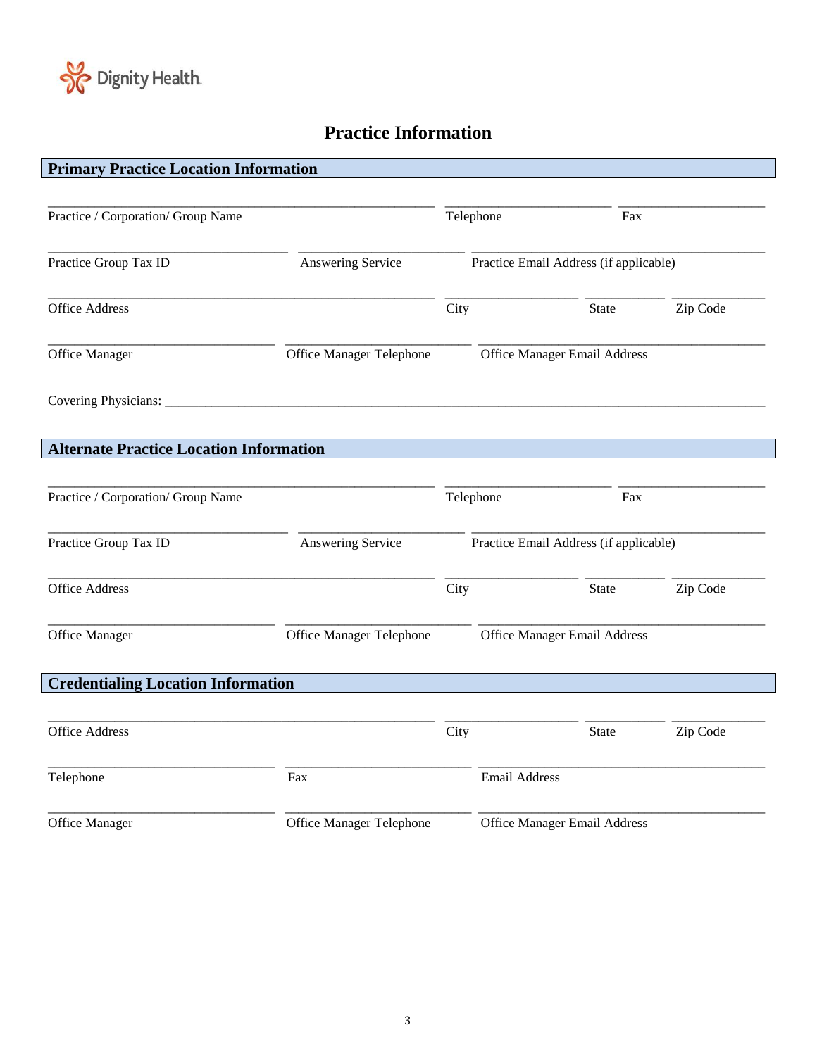Dignity Health

# Practice Information

## Primary Practice Location Information

_______________________________________________ _____________________ ___________________
Practice / Corporation/ Group Name Telephone Fax

______________________________ ____________________ ____________________________________
Practice Group Tax ID Answering Service Practice Email Address (if applicable)

_______________________________________________ ________________ __________ ___________
Office Address City State Zip Code

____________________________ _______________________ ___________________________________
Office Manager Office Manager Telephone Office Manager Email Address

Covering Physicians: ___________________________________________________________________________

## Alternate Practice Location Information

_______________________________________________ _____________________ ___________________
Practice / Corporation/ Group Name Telephone Fax

______________________________ ____________________ ____________________________________
Practice Group Tax ID Answering Service Practice Email Address (if applicable)

_______________________________________________ ________________ __________ ___________
Office Address City State Zip Code

____________________________ _______________________ ___________________________________
Office Manager Office Manager Telephone Office Manager Email Address

## Credentialing Location Information

_______________________________________________ ________________ __________ ___________
Office Address City State Zip Code

____________________________ _______________________ ___________________________________
Telephone Fax Email Address

____________________________ _______________________ ___________________________________
Office Manager Office Manager Telephone Office Manager Email Address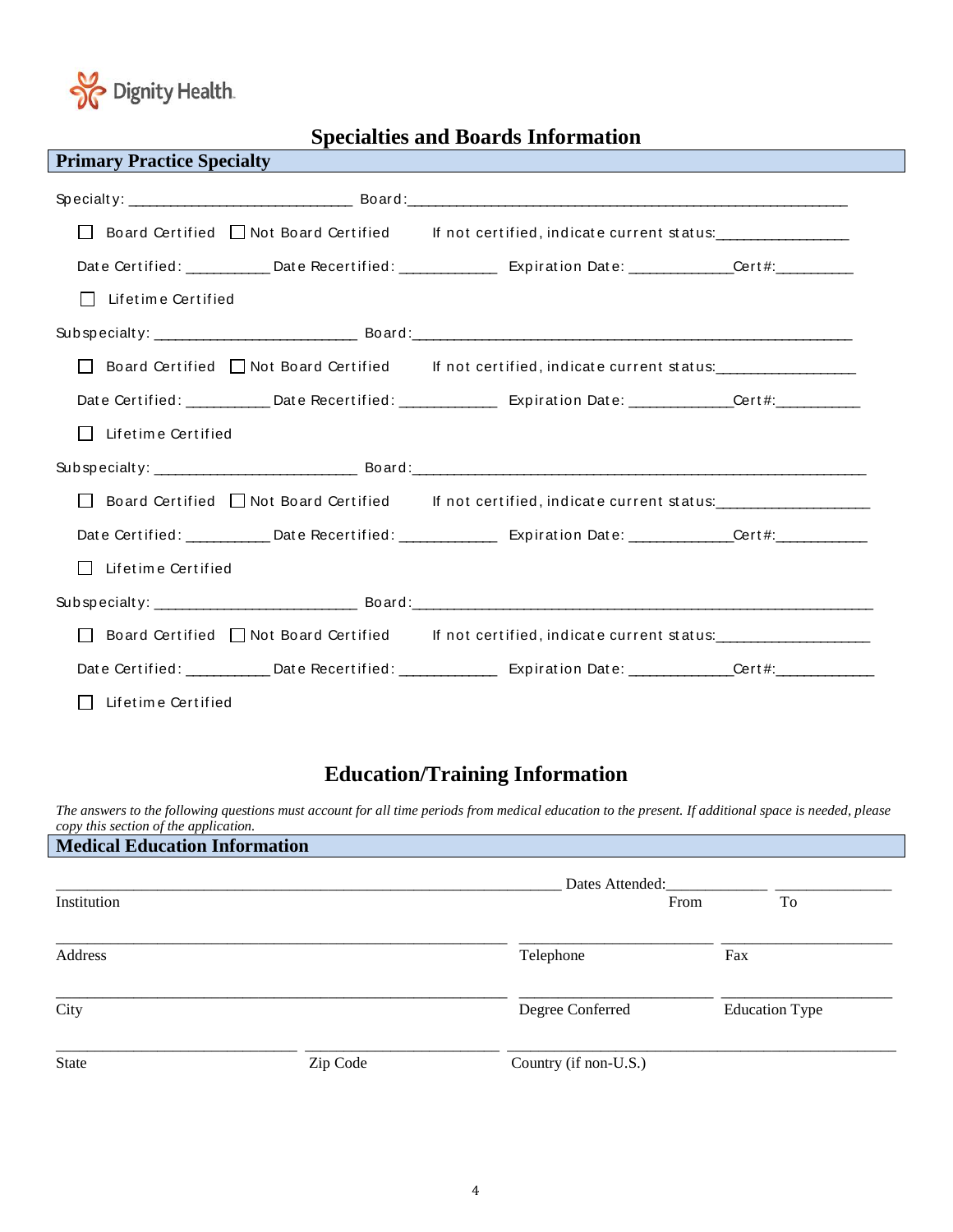## Specialties and Boards Information

### Primary Practice Specialty

Specialty: ___________________________ Board:_____________________________________________________

☐ Board Certified ☐ Not Board Certified If not certified, indicate current status:________________

Date Certified: __________ Date Recertified: ____________ Expiration Date: ____________Cert#:__________

☐ Lifetime Certified

Subspecialty: _________________________ Board:_____________________________________________________

☐ Board Certified ☐ Not Board Certified If not certified, indicate current status:_________________

Date Certified: __________ Date Recertified: ____________ Expiration Date: ____________Cert#:__________

☐ Lifetime Certified

Subspecialty: _________________________ Board:_______________________________________________________

☐ Board Certified ☐ Not Board Certified If not certified, indicate current status:___________________

Date Certified: __________ Date Recertified: ____________ Expiration Date: ____________Cert#:___________

☐ Lifetime Certified

Subspecialty: _________________________ Board:_______________________________________________________

☐ Board Certified ☐ Not Board Certified If not certified, indicate current status:___________________

Date Certified: __________ Date Recertified: ____________ Expiration Date: ____________Cert#:____________

☐ Lifetime Certified

## Education/Training Information

*The answers to the following questions must account for all time periods from medical education to the present. If additional space is needed, please copy this section of the application.*

### Medical Education Information

_______________________________________________________________ Dates Attended:____________ ______________

Institution From To

_________________________________________________________ ________________________ _____________________

Address Telephone Fax

_________________________________________________________ ________________________ _____________________

City Degree Conferred Education Type

______________________________ ________________________ ________________________________________________

State Zip Code Country (if non-U.S.)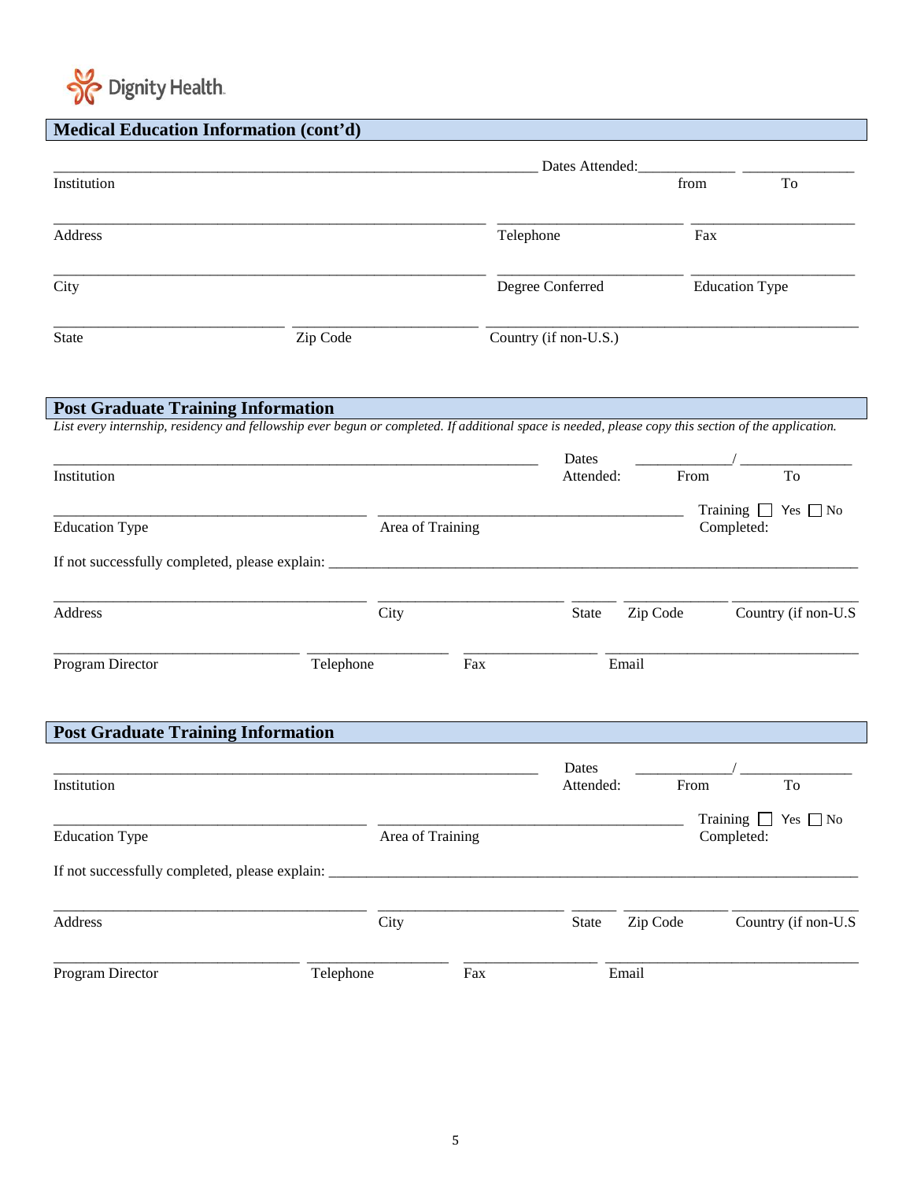Dignity Health

## Medical Education Information (cont'd)

_______________________________________________ Dates Attended: ____________ ______________

Institution from To

_______________________________________________ _______________________ _____________________

Address Telephone Fax

_______________________________________________ _______________________ _____________________

City Degree Conferred Education Type

______________________________ ________________________ _________________________________________

State Zip Code Country (if non-U.S.)

## Post Graduate Training Information

*List every internship, residency and fellowship ever begun or completed. If additional space is needed, please copy this section of the application.*

_______________________________________________ Dates Attended: ____________/ ______________

Institution From To

________________________________ ________________________________ Training Completed: ☐ Yes ☐ No

Education Type Area of Training

If not successfully completed, please explain: ____________________________________________________________

________________________________ ________________ ______ ____________ ______________

Address City State Zip Code Country (if non-U.S

________________________ ______________ ______________ ____________________________

Program Director Telephone Fax Email

## Post Graduate Training Information

_______________________________________________ Dates Attended: ____________/ ______________

Institution From To

________________________________ ________________________________ Training Completed: ☐ Yes ☐ No

Education Type Area of Training

If not successfully completed, please explain: ____________________________________________________________

________________________________ ________________ ______ ____________ ______________

Address City State Zip Code Country (if non-U.S

________________________ ______________ ______________ ____________________________

Program Director Telephone Fax Email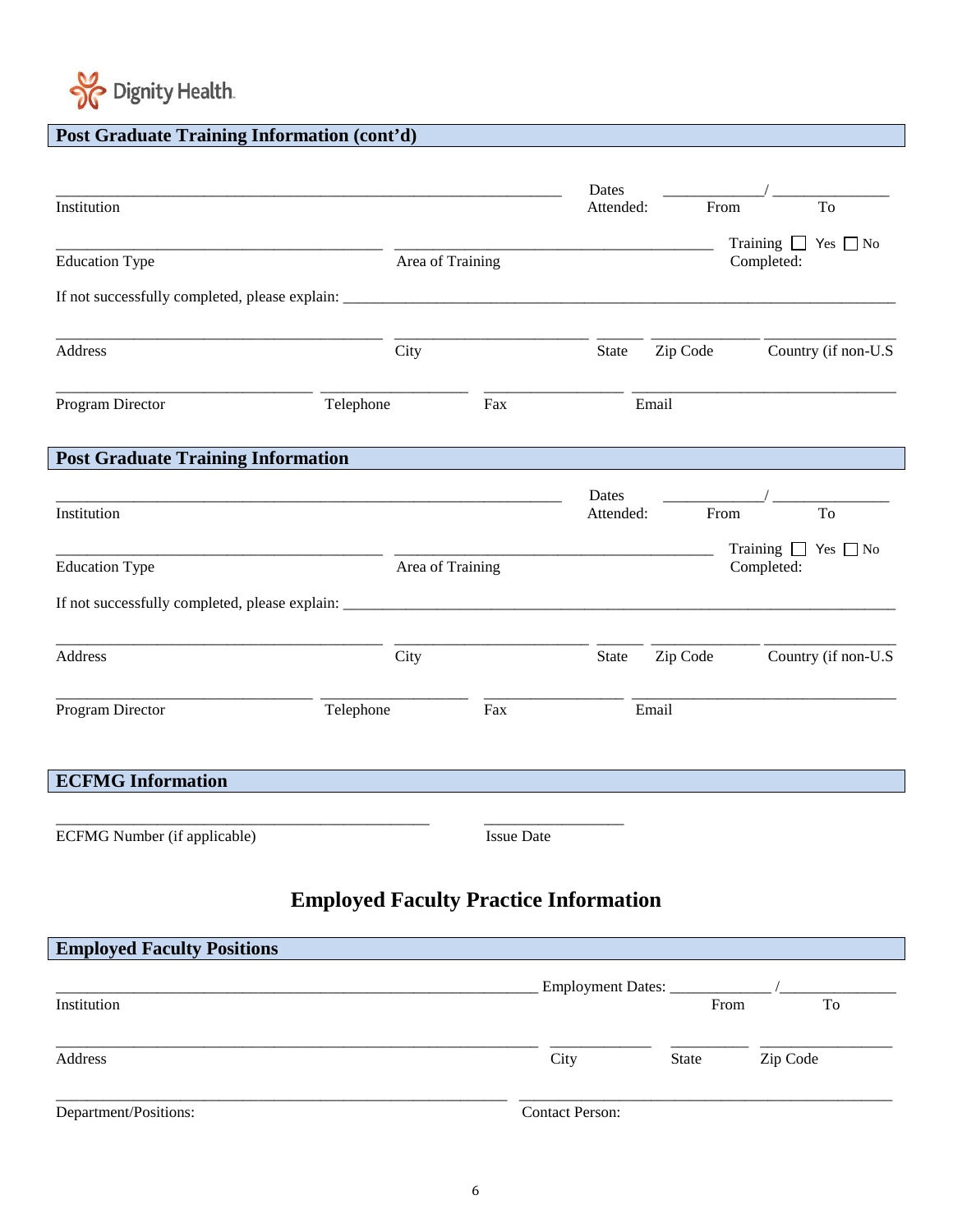Dignity Health

## Post Graduate Training Information (cont'd)

______________________________________________ Dates Attended: ____________/ ______________

Institution — From — To

______________________________ ______________________________ Training Completed: ☐ Yes ☐ No

Education Type — Area of Training

If not successfully completed, please explain: ______________________________________________

______________________________ ____________________ _____ __________ ____________

Address — City — State — Zip Code — Country (if non-U.S

________________________ ______________ ______________ __________________________

Program Director — Telephone — Fax — Email

## Post Graduate Training Information

______________________________________________ Dates Attended: ____________/ ______________

Institution — From — To

______________________________ ______________________________ Training Completed: ☐ Yes ☐ No

Education Type — Area of Training

If not successfully completed, please explain: ______________________________________________

______________________________ ____________________ _____ __________ ____________

Address — City — State — Zip Code — Country (if non-U.S

________________________ ______________ ______________ __________________________

Program Director — Telephone — Fax — Email

## ECFMG Information

____________________________________ ______________

ECFMG Number (if applicable) — Issue Date

# Employed Faculty Practice Information

## Employed Faculty Positions

______________________________________________ Employment Dates: ____________/______________

Institution — From — To

______________________________________________ __________ ________ ____________

Address — City — State — Zip Code

______________________________________________ ____________________________________

Department/Positions: — Contact Person: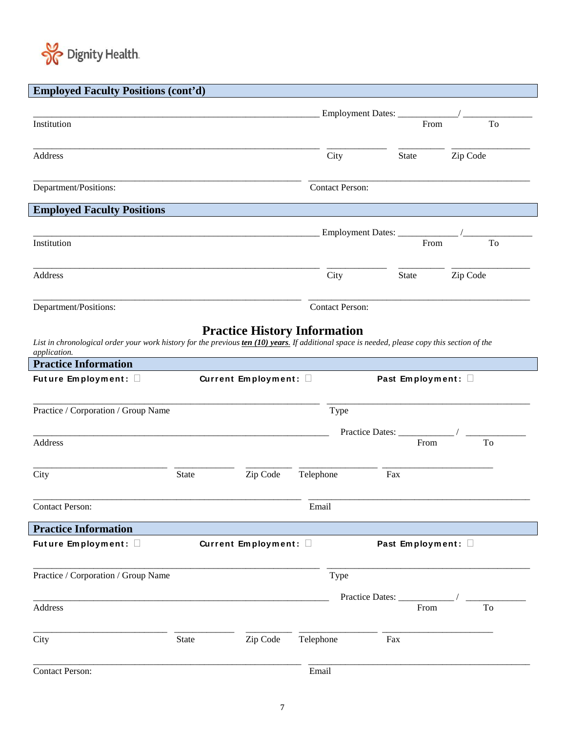Dignity Health

## Employed Faculty Positions (cont'd)

_______________________________________________ Employment Dates: ____________ / ____________

Institution From To

_______________________________________________ ____________ __________ ______________

Address City State Zip Code

_______________________________________________ ___________________________________

Department/Positions: Contact Person:

## Employed Faculty Positions

_______________________________________________ Employment Dates: ____________ / ____________

Institution From To

_______________________________________________ ____________ __________ ______________

Address City State Zip Code

_______________________________________________ ___________________________________

Department/Positions: Contact Person:

# Practice History Information

*List in chronological order your work history for the previous* ***ten (10) years****. If additional space is needed, please copy this section of the application.*

## Practice Information

**Future Employment:** ☐ **Current Employment:** ☐ **Past Employment:** ☐

_______________________________________________ ___________________________________

Practice / Corporation / Group Name Type

_______________________________________________ Practice Dates: ____________ / ____________

Address From To

______________________ __________ ________ ____________ __________________

City State Zip Code Telephone Fax

_______________________________________________ ___________________________________

Contact Person: Email

## Practice Information

**Future Employment:** ☐ **Current Employment:** ☐ **Past Employment:** ☐

_______________________________________________ ___________________________________

Practice / Corporation / Group Name Type

_______________________________________________ Practice Dates: ____________ / ____________

Address From To

______________________ __________ ________ ____________ __________________

City State Zip Code Telephone Fax

_______________________________________________ ___________________________________

Contact Person: Email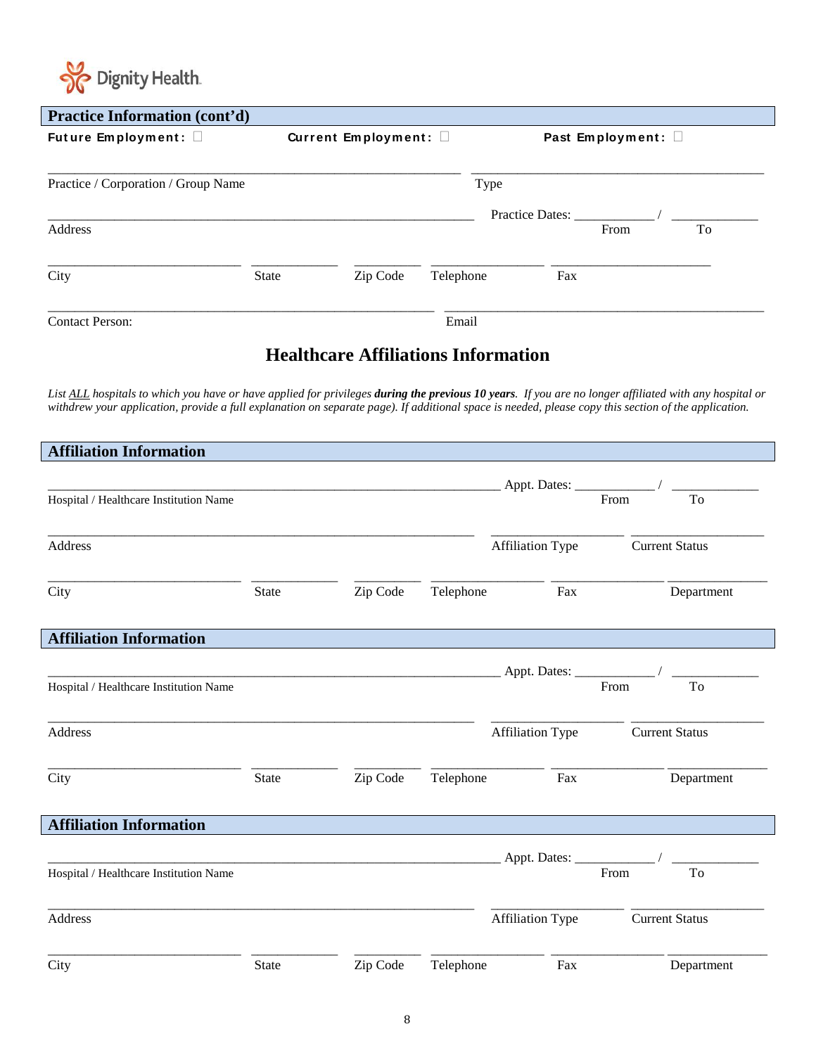Dignity Health.

## Practice Information (cont'd)

**Future Employment:** ☐ **Current Employment:** ☐ **Past Employment:** ☐

_______________________________________________ _______________________________________

Practice / Corporation / Group Name Type

_______________________________________________ Practice Dates: ____________ / _____________

Address From To

_________________________ ___________ ___________ _______________ _______________________

City State Zip Code Telephone Fax

_______________________________________________ _______________________________________

Contact Person: Email

## Healthcare Affiliations Information

*List ALL hospitals to which you have or have applied for privileges* ***during the previous 10 years****. If you are no longer affiliated with any hospital or withdrew your application, provide a full explanation on separate page). If additional space is needed, please copy this section of the application.*

### Affiliation Information

_______________________________________________ Appt. Dates: ____________ / _____________

Hospital / Healthcare Institution Name From To

_______________________________________________ _______________ _______________

Address Affiliation Type Current Status

_________________________ ___________ ___________ _______________ _______________ _______________

City State Zip Code Telephone Fax Department

### Affiliation Information

_______________________________________________ Appt. Dates: ____________ / _____________

Hospital / Healthcare Institution Name From To

_______________________________________________ _______________ _______________

Address Affiliation Type Current Status

_________________________ ___________ ___________ _______________ _______________ _______________

City State Zip Code Telephone Fax Department

### Affiliation Information

_______________________________________________ Appt. Dates: ____________ / _____________

Hospital / Healthcare Institution Name From To

_______________________________________________ _______________ _______________

Address Affiliation Type Current Status

_________________________ ___________ ___________ _______________ _______________ _______________

City State Zip Code Telephone Fax Department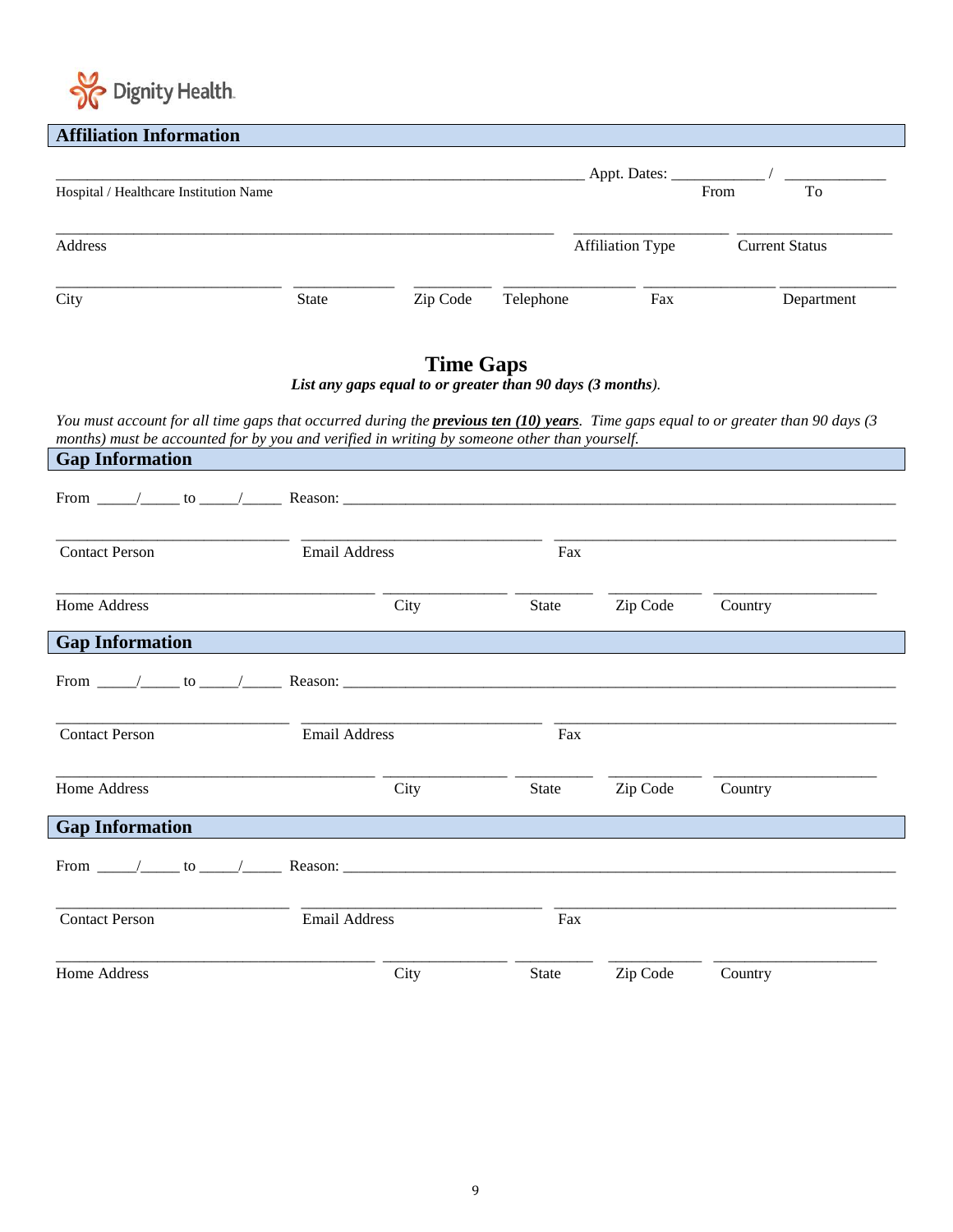Dignity Health.

## Affiliation Information

\_\_\_\_\_\_\_\_\_\_\_\_\_\_\_\_\_\_\_\_\_\_\_\_\_\_\_\_\_\_\_\_\_\_\_\_\_\_\_\_\_\_\_\_\_\_\_\_ Appt. Dates: \_\_\_\_\_\_\_\_\_\_ / \_\_\_\_\_\_\_\_\_\_

Hospital / Healthcare Institution Name — From — To

\_\_\_\_\_\_\_\_\_\_\_\_\_\_\_\_\_\_\_\_\_\_\_\_\_\_\_\_\_\_\_\_\_\_\_\_\_\_\_\_\_\_\_\_\_\_\_\_ \_\_\_\_\_\_\_\_\_\_\_\_\_\_\_\_ \_\_\_\_\_\_\_\_\_\_\_\_\_\_\_\_

Address — Affiliation Type — Current Status

\_\_\_\_\_\_\_\_\_\_\_\_\_\_\_\_\_\_\_\_ \_\_\_\_\_\_\_\_\_\_ \_\_\_\_\_\_\_\_ \_\_\_\_\_\_\_\_\_\_\_\_ \_\_\_\_\_\_\_\_\_\_\_\_ \_\_\_\_\_\_\_\_\_\_\_\_

City — State — Zip Code — Telephone — Fax — Department

## Time Gaps

*List any gaps equal to or greater than 90 days (3 months).*

*You must account for all time gaps that occurred during the* ***previous ten (10) years****. Time gaps equal to or greater than 90 days (3 months) must be accounted for by you and verified in writing by someone other than yourself.*

### Gap Information

From \_\_\_\_\_/\_\_\_\_\_ to \_\_\_\_\_/\_\_\_\_\_ Reason: \_\_\_\_\_\_\_\_\_\_\_\_\_\_\_\_\_\_\_\_\_\_\_\_\_\_\_\_\_\_\_\_\_\_\_\_\_\_\_\_\_\_\_\_\_\_\_\_

\_\_\_\_\_\_\_\_\_\_\_\_\_\_\_\_\_\_\_\_ \_\_\_\_\_\_\_\_\_\_\_\_\_\_\_\_\_\_\_\_ \_\_\_\_\_\_\_\_\_\_\_\_\_\_\_\_\_\_\_\_\_\_\_\_\_\_\_\_\_\_

Contact Person — Email Address — Fax

\_\_\_\_\_\_\_\_\_\_\_\_\_\_\_\_\_\_\_\_\_\_\_\_\_\_\_ \_\_\_\_\_\_\_\_\_\_ \_\_\_\_\_\_\_ \_\_\_\_\_\_\_\_ \_\_\_\_\_\_\_\_\_\_\_\_\_\_

Home Address — City — State — Zip Code — Country

### Gap Information

From \_\_\_\_\_/\_\_\_\_\_ to \_\_\_\_\_/\_\_\_\_\_ Reason: \_\_\_\_\_\_\_\_\_\_\_\_\_\_\_\_\_\_\_\_\_\_\_\_\_\_\_\_\_\_\_\_\_\_\_\_\_\_\_\_\_\_\_\_\_\_\_\_

\_\_\_\_\_\_\_\_\_\_\_\_\_\_\_\_\_\_\_\_ \_\_\_\_\_\_\_\_\_\_\_\_\_\_\_\_\_\_\_\_ \_\_\_\_\_\_\_\_\_\_\_\_\_\_\_\_\_\_\_\_\_\_\_\_\_\_\_\_\_\_

Contact Person — Email Address — Fax

\_\_\_\_\_\_\_\_\_\_\_\_\_\_\_\_\_\_\_\_\_\_\_\_\_\_\_ \_\_\_\_\_\_\_\_\_\_ \_\_\_\_\_\_\_ \_\_\_\_\_\_\_\_ \_\_\_\_\_\_\_\_\_\_\_\_\_\_

Home Address — City — State — Zip Code — Country

### Gap Information

From \_\_\_\_\_/\_\_\_\_\_ to \_\_\_\_\_/\_\_\_\_\_ Reason: \_\_\_\_\_\_\_\_\_\_\_\_\_\_\_\_\_\_\_\_\_\_\_\_\_\_\_\_\_\_\_\_\_\_\_\_\_\_\_\_\_\_\_\_\_\_\_\_

\_\_\_\_\_\_\_\_\_\_\_\_\_\_\_\_\_\_\_\_ \_\_\_\_\_\_\_\_\_\_\_\_\_\_\_\_\_\_\_\_ \_\_\_\_\_\_\_\_\_\_\_\_\_\_\_\_\_\_\_\_\_\_\_\_\_\_\_\_\_\_

Contact Person — Email Address — Fax

\_\_\_\_\_\_\_\_\_\_\_\_\_\_\_\_\_\_\_\_\_\_\_\_\_\_\_ \_\_\_\_\_\_\_\_\_\_ \_\_\_\_\_\_\_ \_\_\_\_\_\_\_\_ \_\_\_\_\_\_\_\_\_\_\_\_\_\_

Home Address — City — State — Zip Code — Country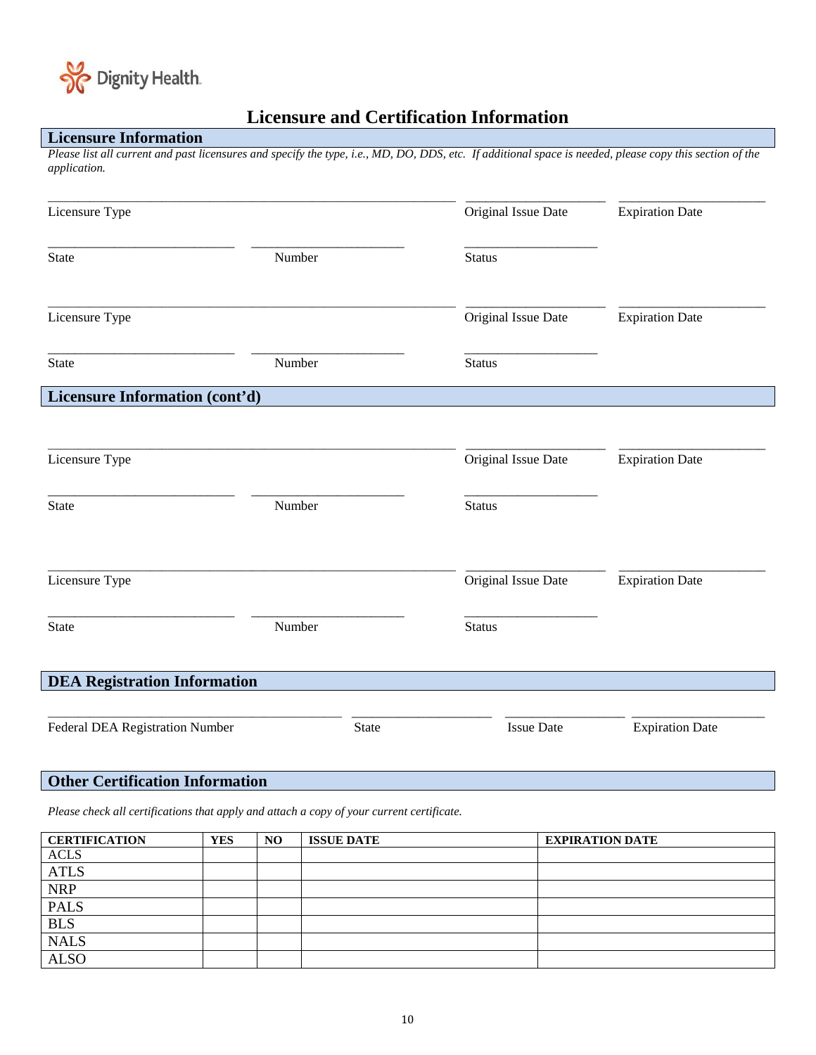Dignity Health

# Licensure and Certification Information

## Licensure Information

*Please list all current and past licensures and specify the type, i.e., MD, DO, DDS, etc. If additional space is needed, please copy this section of the application.*

______________________________________________ ________________ ________________

Licensure Type Original Issue Date Expiration Date

______________________ ____________________ ________________

State Number Status

______________________________________________ ________________ ________________

Licensure Type Original Issue Date Expiration Date

______________________ ____________________ ________________

State Number Status

## Licensure Information (cont'd)

______________________________________________ ________________ ________________

Licensure Type Original Issue Date Expiration Date

______________________ ____________________ ________________

State Number Status

______________________________________________ ________________ ________________

Licensure Type Original Issue Date Expiration Date

______________________ ____________________ ________________

State Number Status

## DEA Registration Information

__________________________________ ________________ ______________ ________________

Federal DEA Registration Number State Issue Date Expiration Date

## Other Certification Information

*Please check all certifications that apply and attach a copy of your current certificate.*

| CERTIFICATION | YES | NO | ISSUE DATE | EXPIRATION DATE |
|---|---|---|---|---|
| ACLS | | | | |
| ATLS | | | | |
| NRP | | | | |
| PALS | | | | |
| BLS | | | | |
| NALS | | | | |
| ALSO | | | | |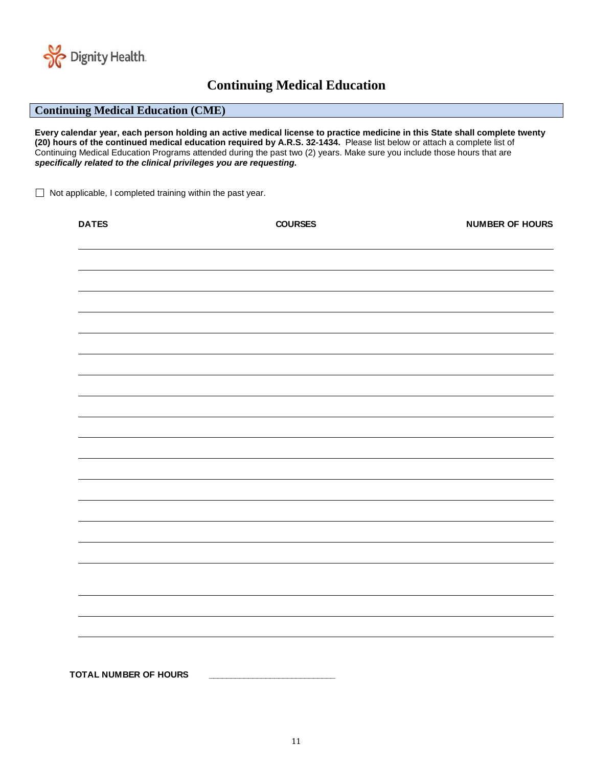# Continuing Medical Education

## Continuing Medical Education (CME)

**Every calendar year, each person holding an active medical license to practice medicine in this State shall complete twenty (20) hours of the continued medical education required by A.R.S. 32-1434.** Please list below or attach a complete list of Continuing Medical Education Programs attended during the past two (2) years. Make sure you include those hours that are ***specifically related to the clinical privileges you are requesting.***

☐ Not applicable, I completed training within the past year.

| DATES | COURSES | NUMBER OF HOURS |
|---|---|---|
| | | |
| | | |
| | | |
| | | |
| | | |
| | | |
| | | |
| | | |
| | | |
| | | |
| | | |
| | | |
| | | |
| | | |
| | | |
| | | |
| | | |
| | | |
| | | |

**TOTAL NUMBER OF HOURS** ______________________________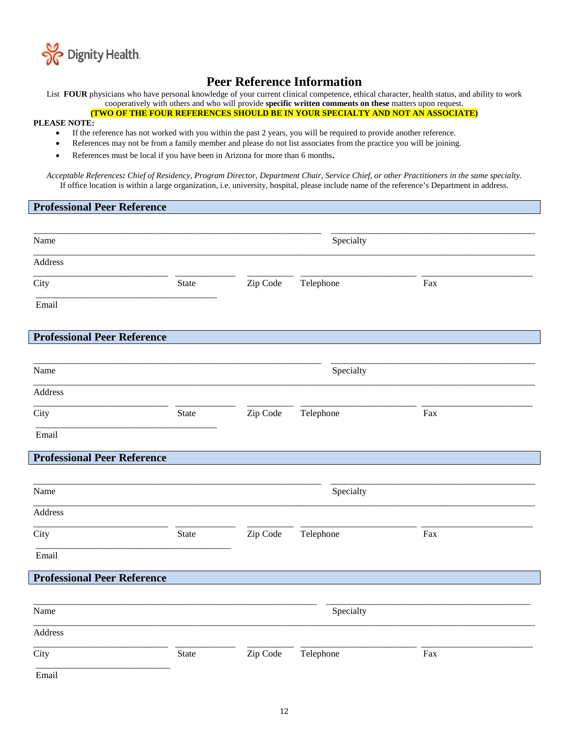Dignity Health

# Peer Reference Information

List **FOUR** physicians who have personal knowledge of your current clinical competence, ethical character, health status, and ability to work cooperatively with others and who will provide **specific written comments on these** matters upon request.

**(TWO OF THE FOUR REFERENCES SHOULD BE IN YOUR SPECIALTY AND NOT AN ASSOCIATE)**

**PLEASE NOTE:**

- If the reference has not worked with you within the past 2 years, you will be required to provide another reference.
- References may not be from a family member and please do not list associates from the practice you will be joining.
- References must be local if you have been in Arizona for more than 6 months.

*Acceptable References: Chief of Residency, Program Director, Department Chair, Service Chief, or other Practitioners in the same specialty.*
If office location is within a large organization, i.e. university, hospital, please include name of the reference's Department in address.

## Professional Peer Reference

Name ______________________________ Specialty ______________________________

Address ______________________________

City __________ State __________ Zip Code __________ Telephone __________ Fax __________

Email ______________________________

## Professional Peer Reference

Name ______________________________ Specialty ______________________________

Address ______________________________

City __________ State __________ Zip Code __________ Telephone __________ Fax __________

Email ______________________________

## Professional Peer Reference

Name ______________________________ Specialty ______________________________

Address ______________________________

City __________ State __________ Zip Code __________ Telephone __________ Fax __________

Email ______________________________

## Professional Peer Reference

Name ______________________________ Specialty ______________________________

Address ______________________________

City __________ State __________ Zip Code __________ Telephone __________ Fax __________

Email ______________________________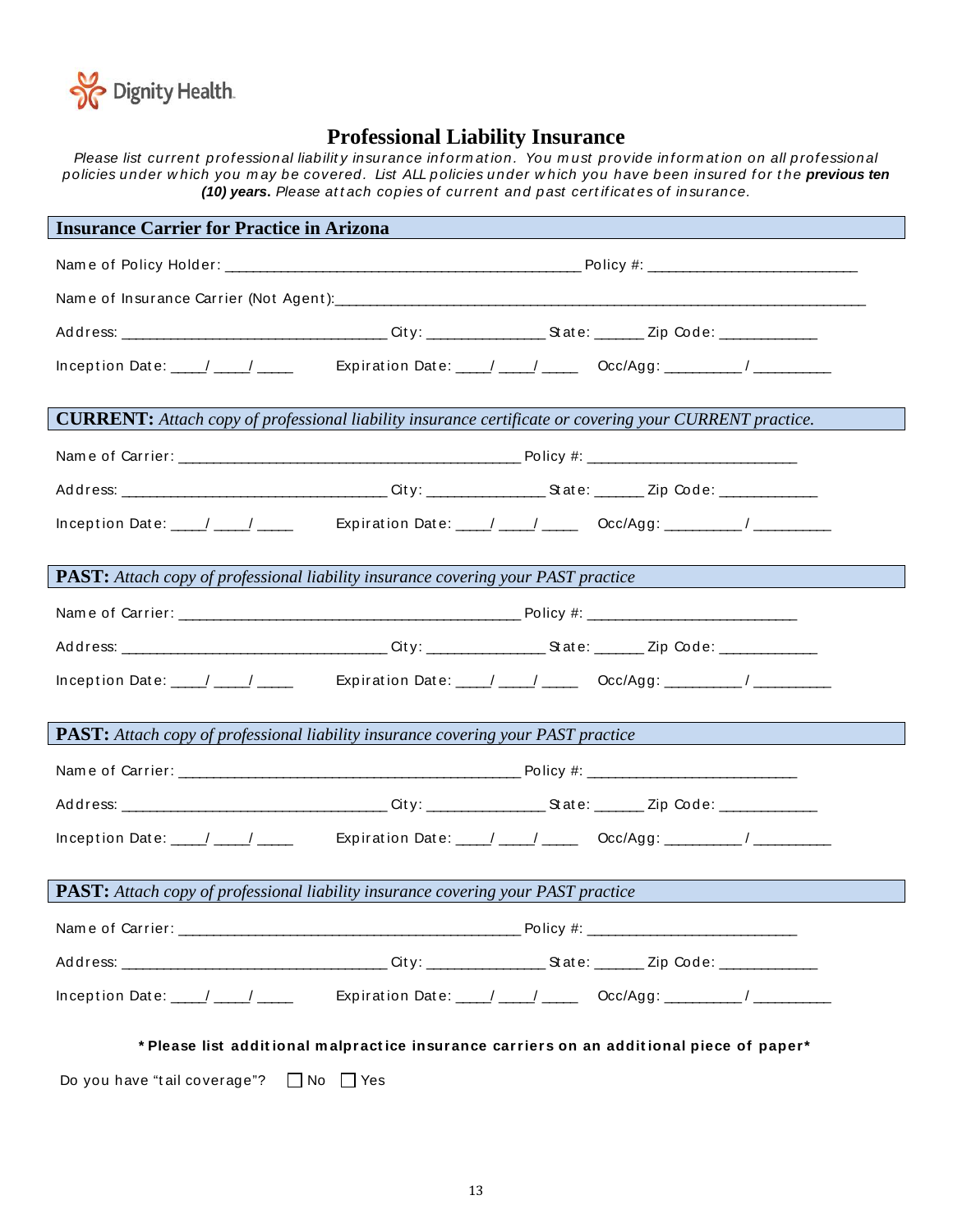Dignity Health.

# Professional Liability Insurance

*Please list current professional liability insurance information. You must provide information on all professional policies under which you may be covered. List ALL policies under which you have been insured for the* ***previous ten (10) years****. Please attach copies of current and past certificates of insurance.*

## Insurance Carrier for Practice in Arizona

Name of Policy Holder: ____________________________________________ Policy #: __________________________

Name of Insurance Carrier (Not Agent):__________________________________________________________________

Address: __________________________________ City: _______________ State: ______ Zip Code: ____________

Inception Date: ____/ ____/ ____ Expiration Date: ____/ ____/ ____ Occ/Agg: _________ / _________

## CURRENT: *Attach copy of professional liability insurance certificate or covering your CURRENT practice.*

Name of Carrier: ___________________________________________ Policy #: __________________________

Address: __________________________________ City: _______________ State: ______ Zip Code: ____________

Inception Date: ____/ ____/ ____ Expiration Date: ____/ ____/ ____ Occ/Agg: _________ / _________

## PAST: *Attach copy of professional liability insurance covering your PAST practice*

Name of Carrier: ___________________________________________ Policy #: __________________________

Address: __________________________________ City: _______________ State: ______ Zip Code: ____________

Inception Date: ____/ ____/ ____ Expiration Date: ____/ ____/ ____ Occ/Agg: _________ / _________

## PAST: *Attach copy of professional liability insurance covering your PAST practice*

Name of Carrier: ___________________________________________ Policy #: __________________________

Address: __________________________________ City: _______________ State: ______ Zip Code: ____________

Inception Date: ____/ ____/ ____ Expiration Date: ____/ ____/ ____ Occ/Agg: _________ / _________

## PAST: *Attach copy of professional liability insurance covering your PAST practice*

Name of Carrier: ___________________________________________ Policy #: __________________________

Address: __________________________________ City: _______________ State: ______ Zip Code: ____________

Inception Date: ____/ ____/ ____ Expiration Date: ____/ ____/ ____ Occ/Agg: _________ / _________

**\*Please list additional malpractice insurance carriers on an additional piece of paper\***

Do you have "tail coverage"? ☐ No ☐ Yes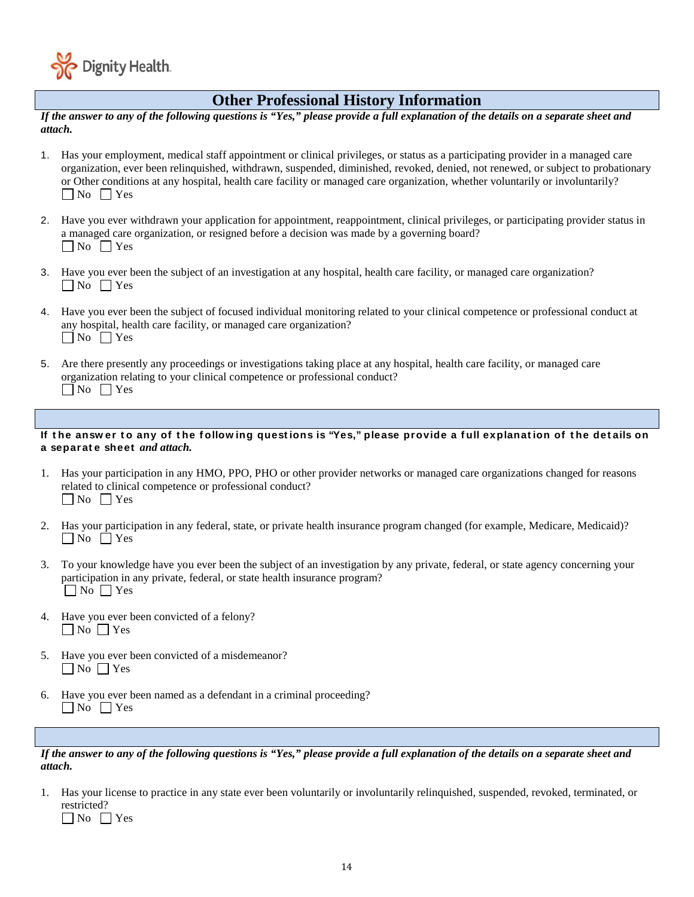Dignity Health

## Other Professional History Information

*If the answer to any of the following questions is "Yes," please provide a full explanation of the details on a separate sheet and attach.*

1. Has your employment, medical staff appointment or clinical privileges, or status as a participating provider in a managed care organization, ever been relinquished, withdrawn, suspended, diminished, revoked, denied, not renewed, or subject to probationary or Other conditions at any hospital, health care facility or managed care organization, whether voluntarily or involuntarily?
   ☐ No ☐ Yes

2. Have you ever withdrawn your application for appointment, reappointment, clinical privileges, or participating provider status in a managed care organization, or resigned before a decision was made by a governing board?
   ☐ No ☐ Yes

3. Have you ever been the subject of an investigation at any hospital, health care facility, or managed care organization?
   ☐ No ☐ Yes

4. Have you ever been the subject of focused individual monitoring related to your clinical competence or professional conduct at any hospital, health care facility, or managed care organization?
   ☐ No ☐ Yes

5. Are there presently any proceedings or investigations taking place at any hospital, health care facility, or managed care organization relating to your clinical competence or professional conduct?
   ☐ No ☐ Yes

**If the answer to any of the following questions is "Yes," please provide a full explanation of the details on a separate sheet** ***and attach.***

1. Has your participation in any HMO, PPO, PHO or other provider networks or managed care organizations changed for reasons related to clinical competence or professional conduct?
   ☐ No ☐ Yes

2. Has your participation in any federal, state, or private health insurance program changed (for example, Medicare, Medicaid)?
   ☐ No ☐ Yes

3. To your knowledge have you ever been the subject of an investigation by any private, federal, or state agency concerning your participation in any private, federal, or state health insurance program?
   ☐ No ☐ Yes

4. Have you ever been convicted of a felony?
   ☐ No ☐ Yes

5. Have you ever been convicted of a misdemeanor?
   ☐ No ☐ Yes

6. Have you ever been named as a defendant in a criminal proceeding?
   ☐ No ☐ Yes

*If the answer to any of the following questions is "Yes," please provide a full explanation of the details on a separate sheet and attach.*

1. Has your license to practice in any state ever been voluntarily or involuntarily relinquished, suspended, revoked, terminated, or restricted?
   ☐ No ☐ Yes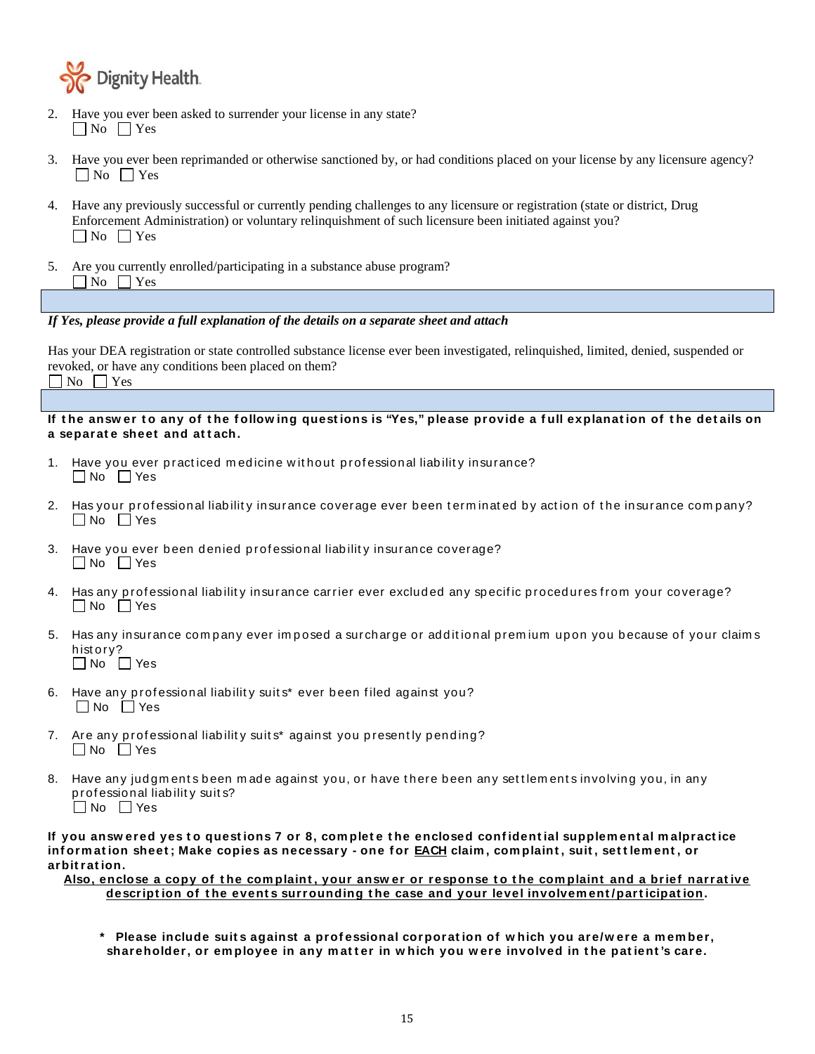2. Have you ever been asked to surrender your license in any state?
   ☐ No ☐ Yes

3. Have you ever been reprimanded or otherwise sanctioned by, or had conditions placed on your license by any licensure agency?
   ☐ No ☐ Yes

4. Have any previously successful or currently pending challenges to any licensure or registration (state or district, Drug Enforcement Administration) or voluntary relinquishment of such licensure been initiated against you?
   ☐ No ☐ Yes

5. Are you currently enrolled/participating in a substance abuse program?
   ☐ No ☐ Yes

*If Yes, please provide a full explanation of the details on a separate sheet and attach*

Has your DEA registration or state controlled substance license ever been investigated, relinquished, limited, denied, suspended or revoked, or have any conditions been placed on them?
☐ No ☐ Yes

**If the answer to any of the following questions is "Yes," please provide a full explanation of the details on a separate sheet and attach.**

1. Have you ever practiced medicine without professional liability insurance?
   ☐ No ☐ Yes

2. Has your professional liability insurance coverage ever been terminated by action of the insurance company?
   ☐ No ☐ Yes

3. Have you ever been denied professional liability insurance coverage?
   ☐ No ☐ Yes

4. Has any professional liability insurance carrier ever excluded any specific procedures from your coverage?
   ☐ No ☐ Yes

5. Has any insurance company ever imposed a surcharge or additional premium upon you because of your claims history?
   ☐ No ☐ Yes

6. Have any professional liability suits* ever been filed against you?
   ☐ No ☐ Yes

7. Are any professional liability suits* against you presently pending?
   ☐ No ☐ Yes

8. Have any judgments been made against you, or have there been any settlements involving you, in any professional liability suits?
   ☐ No ☐ Yes

**If you answered yes to questions 7 or 8, complete the enclosed confidential supplemental malpractice information sheet; Make copies as necessary - one for EACH claim, complaint, suit, settlement, or arbitration.**

**Also, enclose a copy of the complaint, your answer or response to the complaint and a brief narrative description of the events surrounding the case and your level involvement/participation.**

**\* Please include suits against a professional corporation of which you are/were a member, shareholder, or employee in any matter in which you were involved in the patient's care.**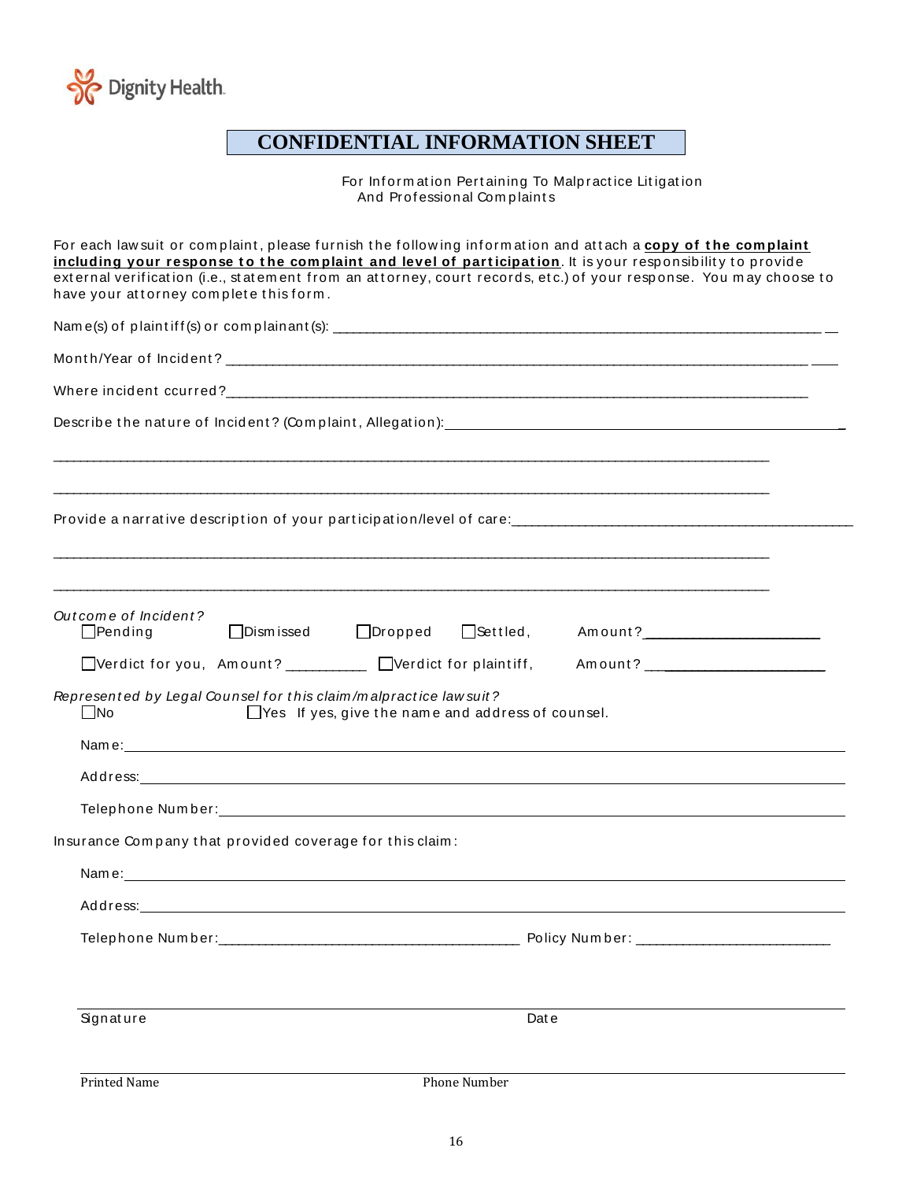Dignity Health

# CONFIDENTIAL INFORMATION SHEET

For Information Pertaining To Malpractice Litigation
And Professional Complaints

For each lawsuit or complaint, please furnish the following information and attach a **copy of the complaint including your response to the complaint and level of participation**. It is your responsibility to provide external verification (i.e., statement from an attorney, court records, etc.) of your response. You may choose to have your attorney complete this form.

Name(s) of plaintiff(s) or complainant(s): ___________________________________________

Month/Year of Incident? ___________________________________________

Where incident ccurred? ___________________________________________

Describe the nature of Incident? (Complaint, Allegation): ___________________________________________

___________________________________________

___________________________________________

Provide a narrative description of your participation/level of care: ___________________________________________

___________________________________________

___________________________________________

*Outcome of Incident?*

☐ Pending ☐ Dismissed ☐ Dropped ☐ Settled, Amount? ___________

☐ Verdict for you, Amount? ___________ ☐ Verdict for plaintiff, Amount? ___________

*Represented by Legal Counsel for this claim/malpractice lawsuit?*

☐ No ☐ Yes If yes, give the name and address of counsel.

Name: ___________________________________________

Address: ___________________________________________

Telephone Number: ___________________________________________

Insurance Company that provided coverage for this claim:

Name: ___________________________________________

Address: ___________________________________________

Telephone Number: ___________________________ Policy Number: ___________________________

___________________________________________

Signature Date

___________________________________________

Printed Name Phone Number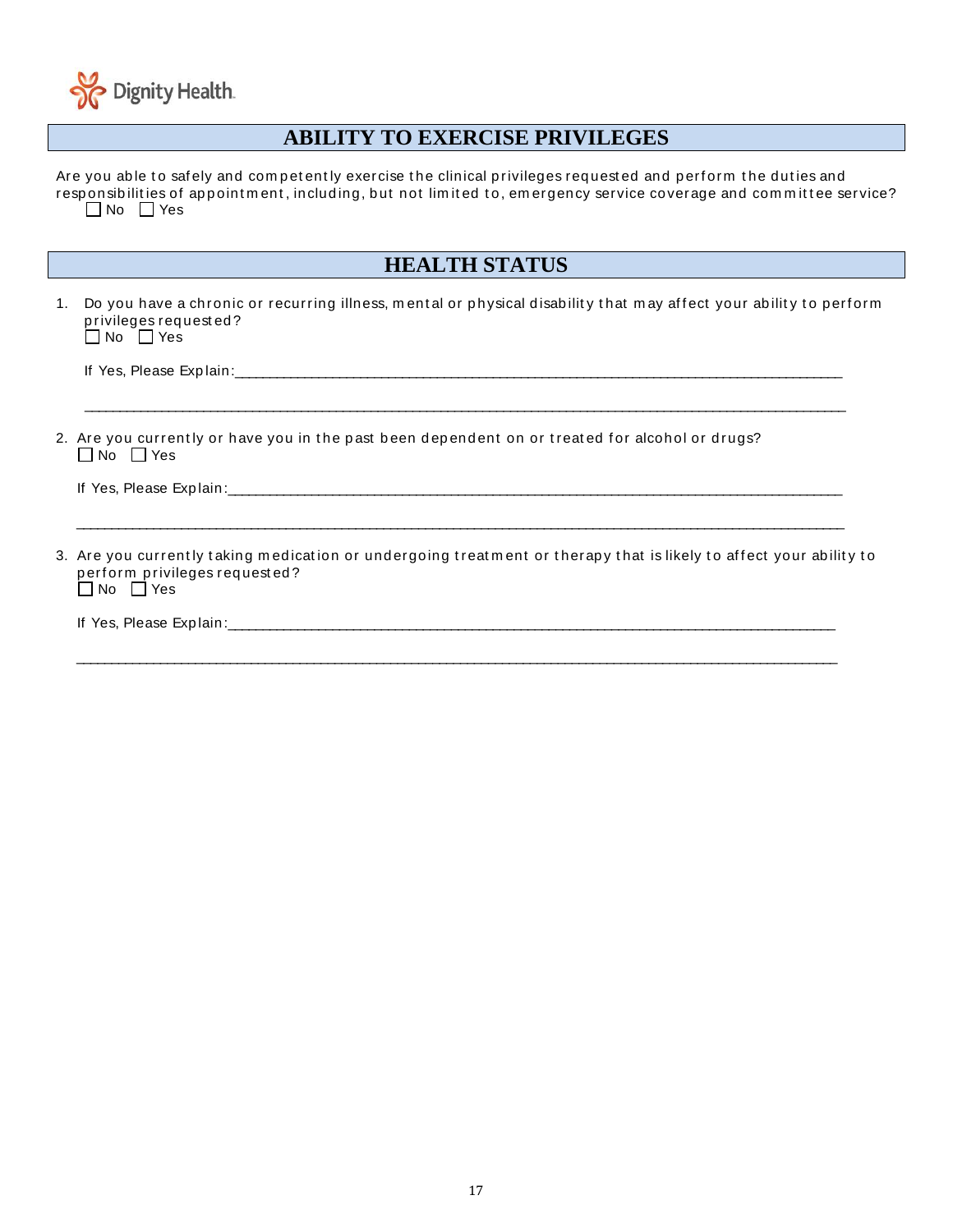## ABILITY TO EXERCISE PRIVILEGES

Are you able to safely and competently exercise the clinical privileges requested and perform the duties and responsibilities of appointment, including, but not limited to, emergency service coverage and committee service?
☐ No ☐ Yes

## HEALTH STATUS

1. Do you have a chronic or recurring illness, mental or physical disability that may affect your ability to perform privileges requested?
   ☐ No ☐ Yes

   If Yes, Please Explain:_______________________________________________________________________________

   ______________________________________________________________________________________________

2. Are you currently or have you in the past been dependent on or treated for alcohol or drugs?
   ☐ No ☐ Yes

   If Yes, Please Explain:_______________________________________________________________________________

   ______________________________________________________________________________________________

3. Are you currently taking medication or undergoing treatment or therapy that is likely to affect your ability to perform privileges requested?
   ☐ No ☐ Yes

   If Yes, Please Explain:_______________________________________________________________________________

   ______________________________________________________________________________________________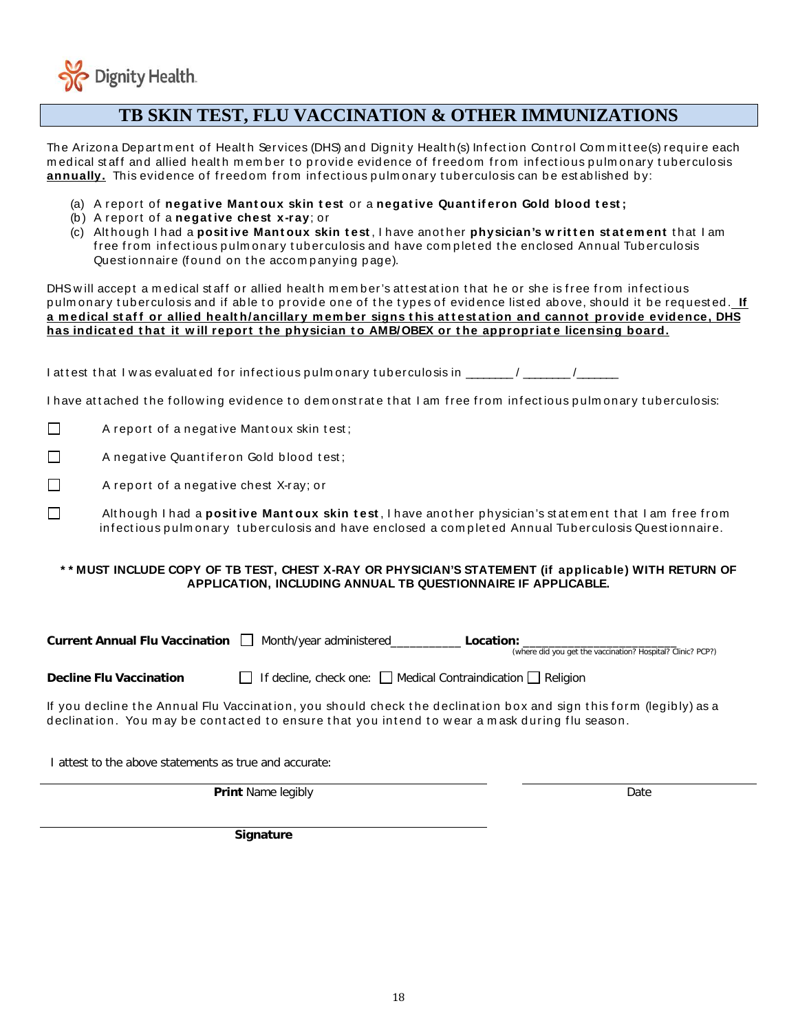Dignity Health.

# TB SKIN TEST, FLU VACCINATION & OTHER IMMUNIZATIONS

The Arizona Department of Health Services (DHS) and Dignity Health(s) Infection Control Committee(s) require each medical staff and allied health member to provide evidence of freedom from infectious pulmonary tuberculosis **annually.** This evidence of freedom from infectious pulmonary tuberculosis can be established by:

(a) A report of **negative Mantoux skin test** or a **negative Quantiferon Gold blood test;**
(b) A report of a **negative chest x-ray**; or
(c) Although I had a **positive Mantoux skin test**, I have another **physician's written statement** that I am free from infectious pulmonary tuberculosis and have completed the enclosed Annual Tuberculosis Questionnaire (found on the accompanying page).

DHS will accept a medical staff or allied health member's attestation that he or she is free from infectious pulmonary tuberculosis and if able to provide one of the types of evidence listed above, should it be requested. **If a medical staff or allied health/ancillary member signs this attestation and cannot provide evidence, DHS has indicated that it will report the physician to AMB/OBEX or the appropriate licensing board.**

I attest that I was evaluated for infectious pulmonary tuberculosis in _______ / _______ /______

I have attached the following evidence to demonstrate that I am free from infectious pulmonary tuberculosis:

☐ A report of a negative Mantoux skin test;

☐ A negative Quantiferon Gold blood test;

☐ A report of a negative chest X-ray; or

☐ Although I had a **positive Mantoux skin test**, I have another physician's statement that I am free from infectious pulmonary tuberculosis and have enclosed a completed Annual Tuberculosis Questionnaire.

**\*\* MUST INCLUDE COPY OF TB TEST, CHEST X-RAY OR PHYSICIAN'S STATEMENT (if applicable) WITH RETURN OF APPLICATION, INCLUDING ANNUAL TB QUESTIONNAIRE IF APPLICABLE.**

**Current Annual Flu Vaccination** ☐ Month/year administered__________ **Location:** ______________________
(where did you get the vaccination? Hospital? Clinic? PCP?)

**Decline Flu Vaccination** ☐ If decline, check one: ☐ Medical Contraindication ☐ Religion

If you decline the Annual Flu Vaccination, you should check the declination box and sign this form (legibly) as a declination. You may be contacted to ensure that you intend to wear a mask during flu season.

I attest to the above statements as true and accurate:

______________________________ ______________________
**Print** Name legibly Date

______________________________
**Signature**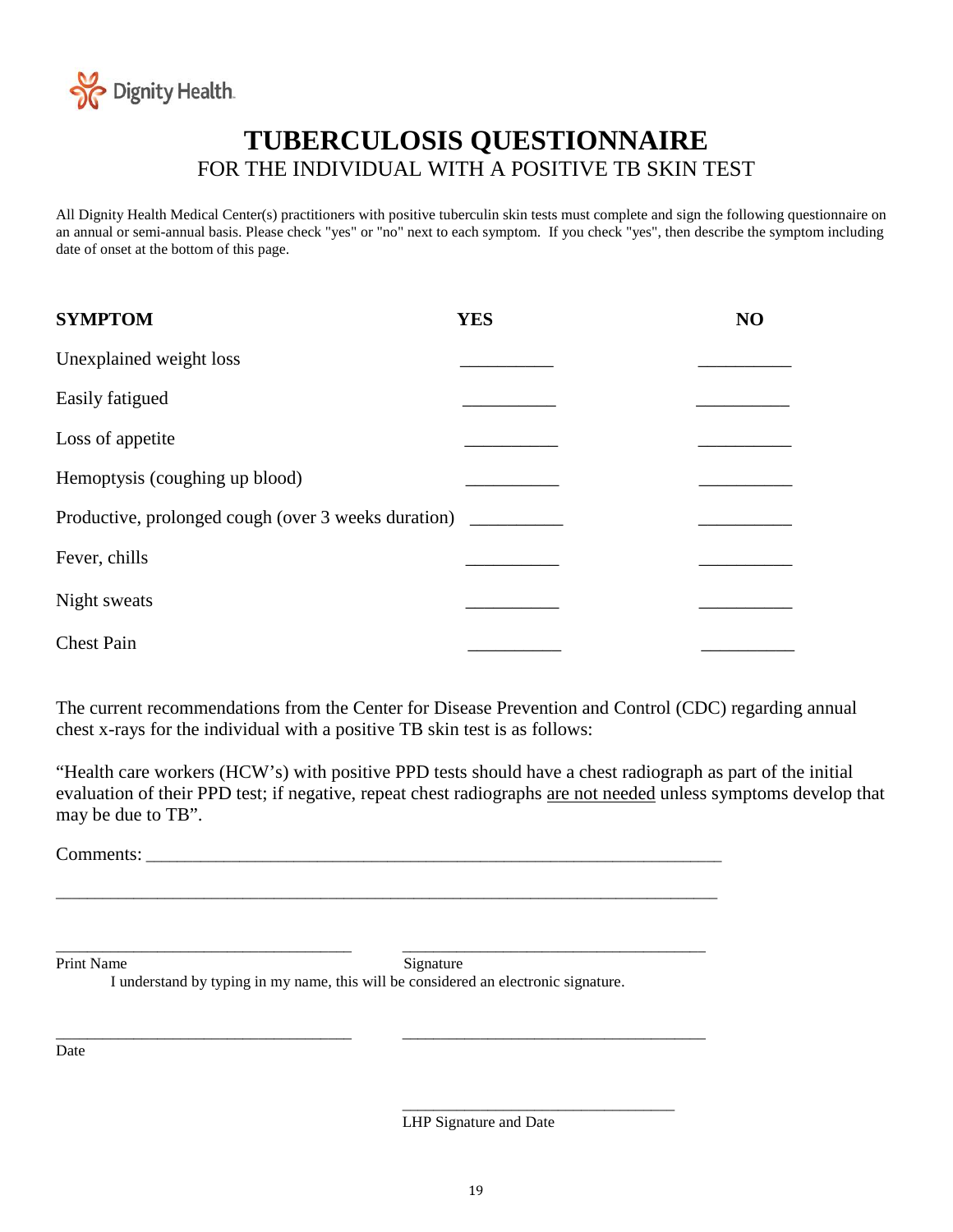Dignity Health.

# TUBERCULOSIS QUESTIONNAIRE

## FOR THE INDIVIDUAL WITH A POSITIVE TB SKIN TEST

All Dignity Health Medical Center(s) practitioners with positive tuberculin skin tests must complete and sign the following questionnaire on an annual or semi-annual basis. Please check "yes" or "no" next to each symptom. If you check "yes", then describe the symptom including date of onset at the bottom of this page.

| SYMPTOM | YES | NO |
|---|---|---|
| Unexplained weight loss | __________ | __________ |
| Easily fatigued | __________ | __________ |
| Loss of appetite | __________ | __________ |
| Hemoptysis (coughing up blood) | __________ | __________ |
| Productive, prolonged cough (over 3 weeks duration) | __________ | __________ |
| Fever, chills | __________ | __________ |
| Night sweats | __________ | __________ |
| Chest Pain | __________ | __________ |

The current recommendations from the Center for Disease Prevention and Control (CDC) regarding annual chest x-rays for the individual with a positive TB skin test is as follows:

“Health care workers (HCW’s) with positive PPD tests should have a chest radiograph as part of the initial evaluation of their PPD test; if negative, repeat chest radiographs <u>are not needed</u> unless symptoms develop that may be due to TB”.

Comments: ________________________________________________________________

__________________________________________________________________________

___________________________________ ___________________________________

Print Name Signature

I understand by typing in my name, this will be considered an electronic signature.

___________________________________ ___________________________________

Date

_________________________________

LHP Signature and Date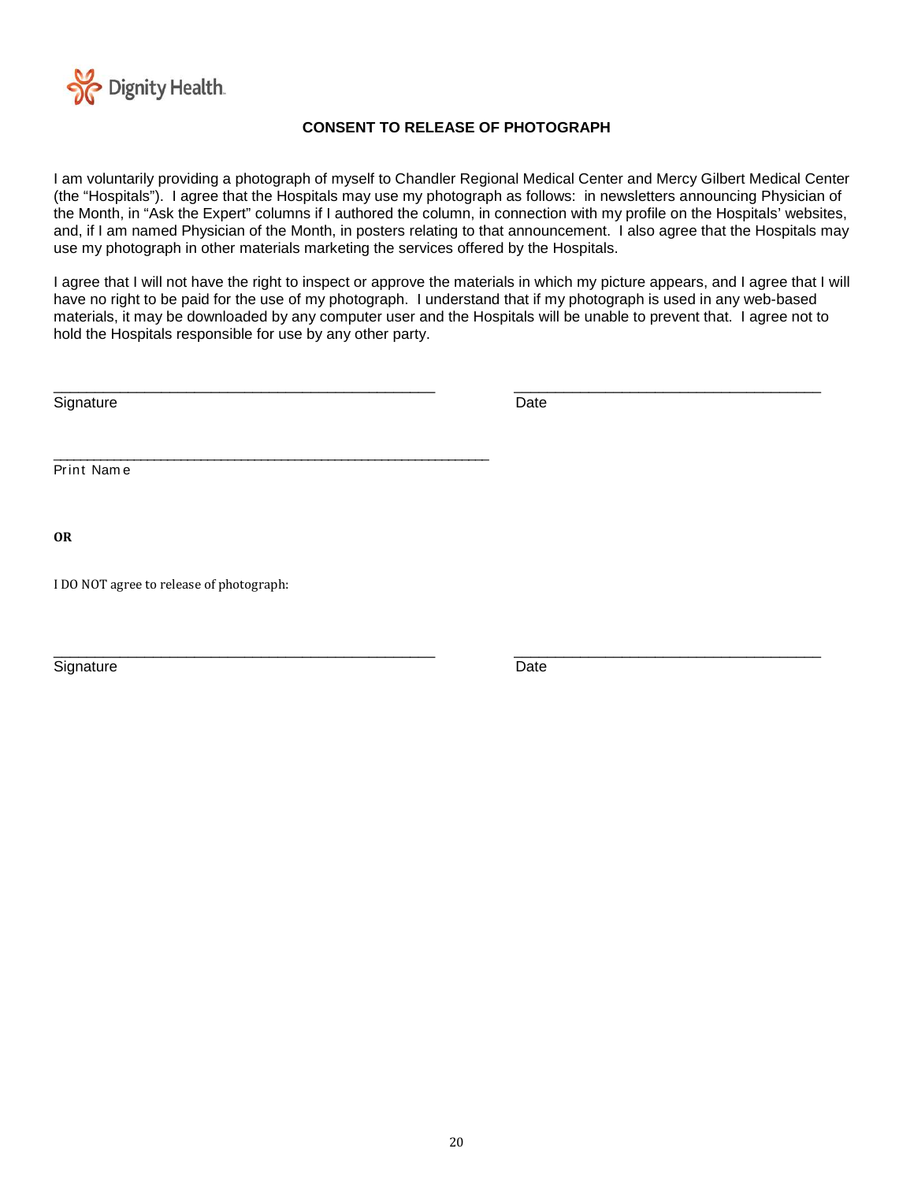Dignity Health.

**CONSENT TO RELEASE OF PHOTOGRAPH**

I am voluntarily providing a photograph of myself to Chandler Regional Medical Center and Mercy Gilbert Medical Center (the "Hospitals"). I agree that the Hospitals may use my photograph as follows: in newsletters announcing Physician of the Month, in "Ask the Expert" columns if I authored the column, in connection with my profile on the Hospitals' websites, and, if I am named Physician of the Month, in posters relating to that announcement. I also agree that the Hospitals may use my photograph in other materials marketing the services offered by the Hospitals.

I agree that I will not have the right to inspect or approve the materials in which my picture appears, and I agree that I will have no right to be paid for the use of my photograph. I understand that if my photograph is used in any web-based materials, it may be downloaded by any computer user and the Hospitals will be unable to prevent that. I agree not to hold the Hospitals responsible for use by any other party.

_______________________________________________ _____________________________________

Signature Date

_______________________________________________

Print Name

**OR**

I DO NOT agree to release of photograph:

_______________________________________________ _____________________________________

Signature Date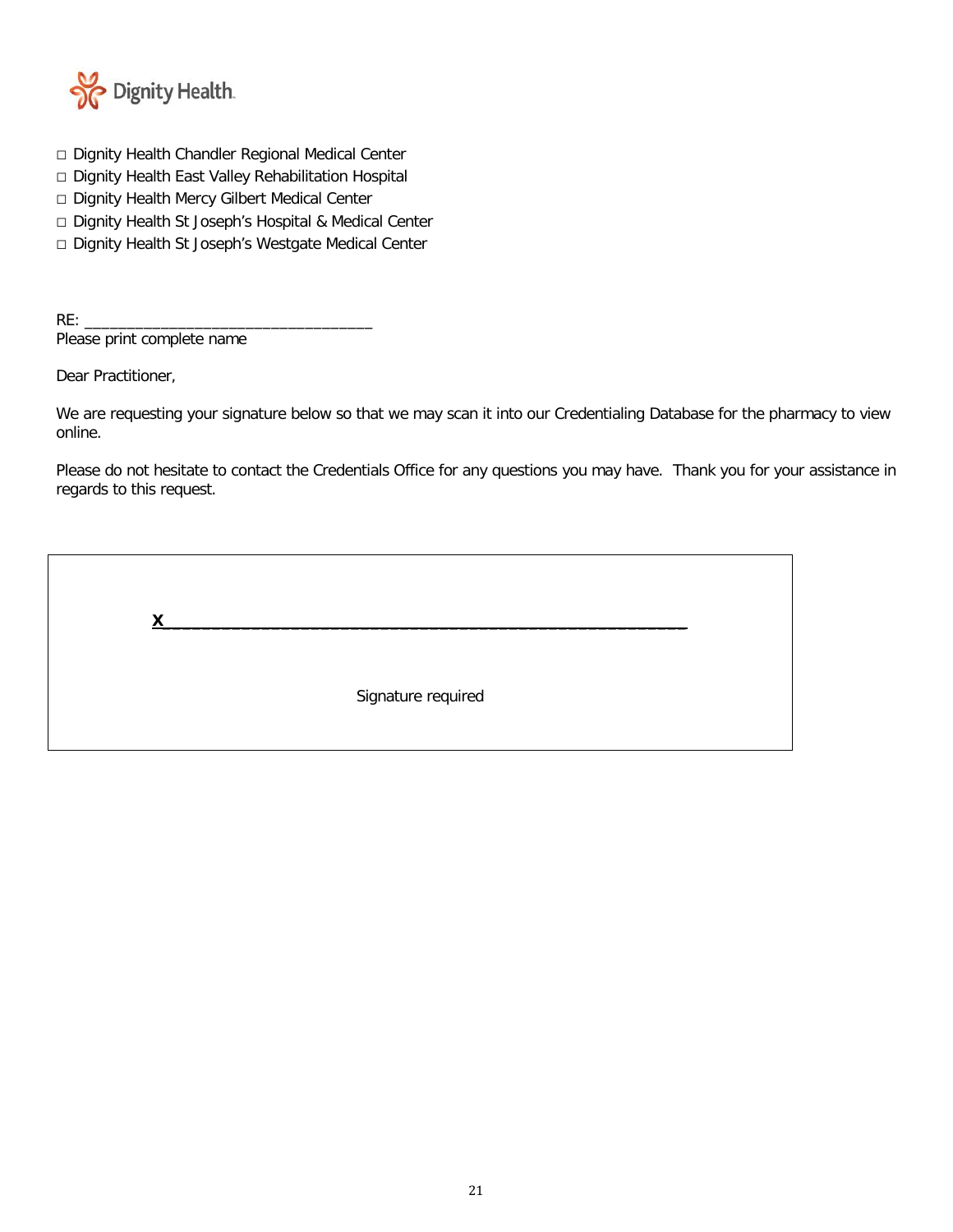Dignity Health.

- □ Dignity Health Chandler Regional Medical Center
- □ Dignity Health East Valley Rehabilitation Hospital
- □ Dignity Health Mercy Gilbert Medical Center
- □ Dignity Health St Joseph's Hospital & Medical Center
- □ Dignity Health St Joseph's Westgate Medical Center

RE: ________________________________
Please print complete name

Dear Practitioner,

We are requesting your signature below so that we may scan it into our Credentialing Database for the pharmacy to view online.

Please do not hesitate to contact the Credentials Office for any questions you may have. Thank you for your assistance in regards to this request.

**X**__________________________________________________

Signature required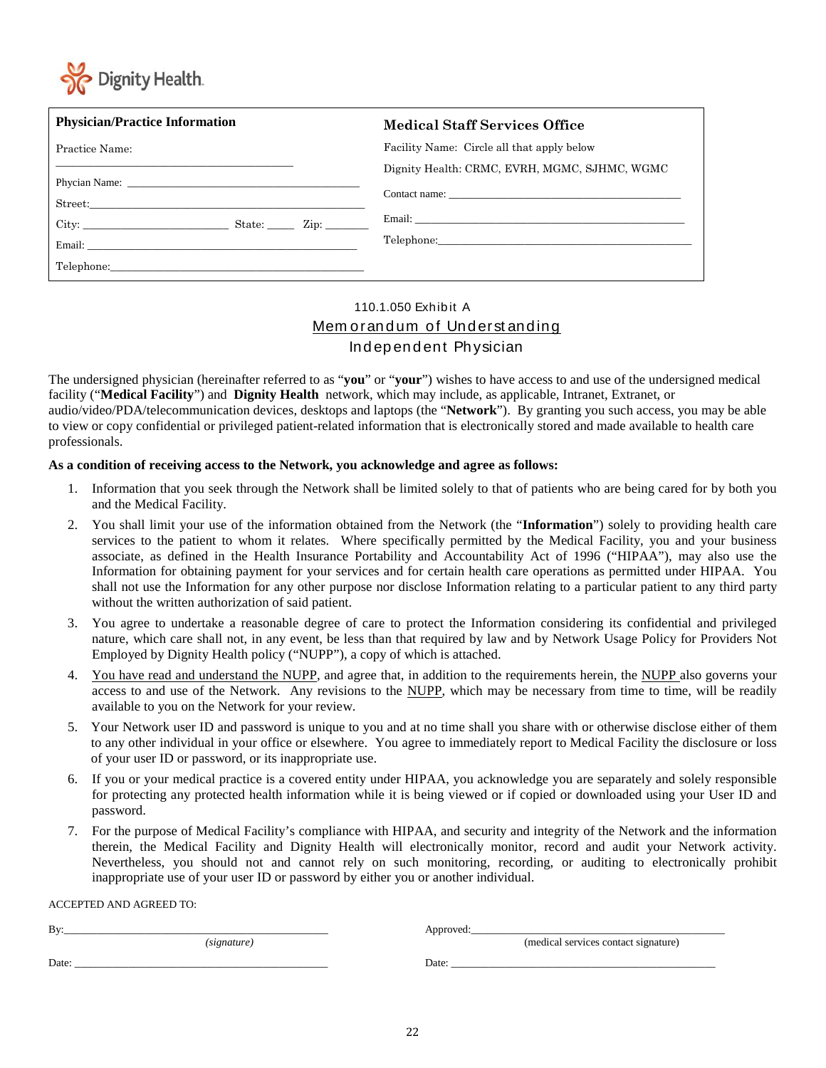Dignity Health

| **Physician/Practice Information** | **Medical Staff Services Office** |
|---|---|
| Practice Name: ______________________________ | Facility Name: Circle all that apply below |
| Phycian Name: ______________________________ | Dignity Health: CRMC, EVRH, MGMC, SJHMC, WGMC |
| Street: ______________________________ | Contact name: ______________________________ |
| City: ____________ State: _____ Zip: _______ | Email: ______________________________ |
| Email: ______________________________ | Telephone: ______________________________ |
| Telephone: ______________________________ | |

110.1.050 Exhibit A

<u>Memorandum of Understanding</u>

Independent Physician

The undersigned physician (hereinafter referred to as "**you**" or "**your**") wishes to have access to and use of the undersigned medical facility ("**Medical Facility**") and **Dignity Health** network, which may include, as applicable, Intranet, Extranet, or audio/video/PDA/telecommunication devices, desktops and laptops (the "**Network**"). By granting you such access, you may be able to view or copy confidential or privileged patient-related information that is electronically stored and made available to health care professionals.

**As a condition of receiving access to the Network, you acknowledge and agree as follows:**

1. Information that you seek through the Network shall be limited solely to that of patients who are being cared for by both you and the Medical Facility.
2. You shall limit your use of the information obtained from the Network (the "**Information**") solely to providing health care services to the patient to whom it relates. Where specifically permitted by the Medical Facility, you and your business associate, as defined in the Health Insurance Portability and Accountability Act of 1996 ("HIPAA"), may also use the Information for obtaining payment for your services and for certain health care operations as permitted under HIPAA. You shall not use the Information for any other purpose nor disclose Information relating to a particular patient to any third party without the written authorization of said patient.
3. You agree to undertake a reasonable degree of care to protect the Information considering its confidential and privileged nature, which care shall not, in any event, be less than that required by law and by Network Usage Policy for Providers Not Employed by Dignity Health policy ("NUPP"), a copy of which is attached.
4. <u>You have read and understand the NUPP</u>, and agree that, in addition to the requirements herein, the <u>NUPP</u> also governs your access to and use of the Network. Any revisions to the <u>NUPP</u>, which may be necessary from time to time, will be readily available to you on the Network for your review.
5. Your Network user ID and password is unique to you and at no time shall you share with or otherwise disclose either of them to any other individual in your office or elsewhere. You agree to immediately report to Medical Facility the disclosure or loss of your user ID or password, or its inappropriate use.
6. If you or your medical practice is a covered entity under HIPAA, you acknowledge you are separately and solely responsible for protecting any protected health information while it is being viewed or if copied or downloaded using your User ID and password.
7. For the purpose of Medical Facility's compliance with HIPAA, and security and integrity of the Network and the information therein, the Medical Facility and Dignity Health will electronically monitor, record and audit your Network activity. Nevertheless, you should not and cannot rely on such monitoring, recording, or auditing to electronically prohibit inappropriate use of your user ID or password by either you or another individual.

ACCEPTED AND AGREED TO:

By: ______________________________
*(signature)*

Date: ______________________________

Approved: ______________________________
(medical services contact signature)

Date: ______________________________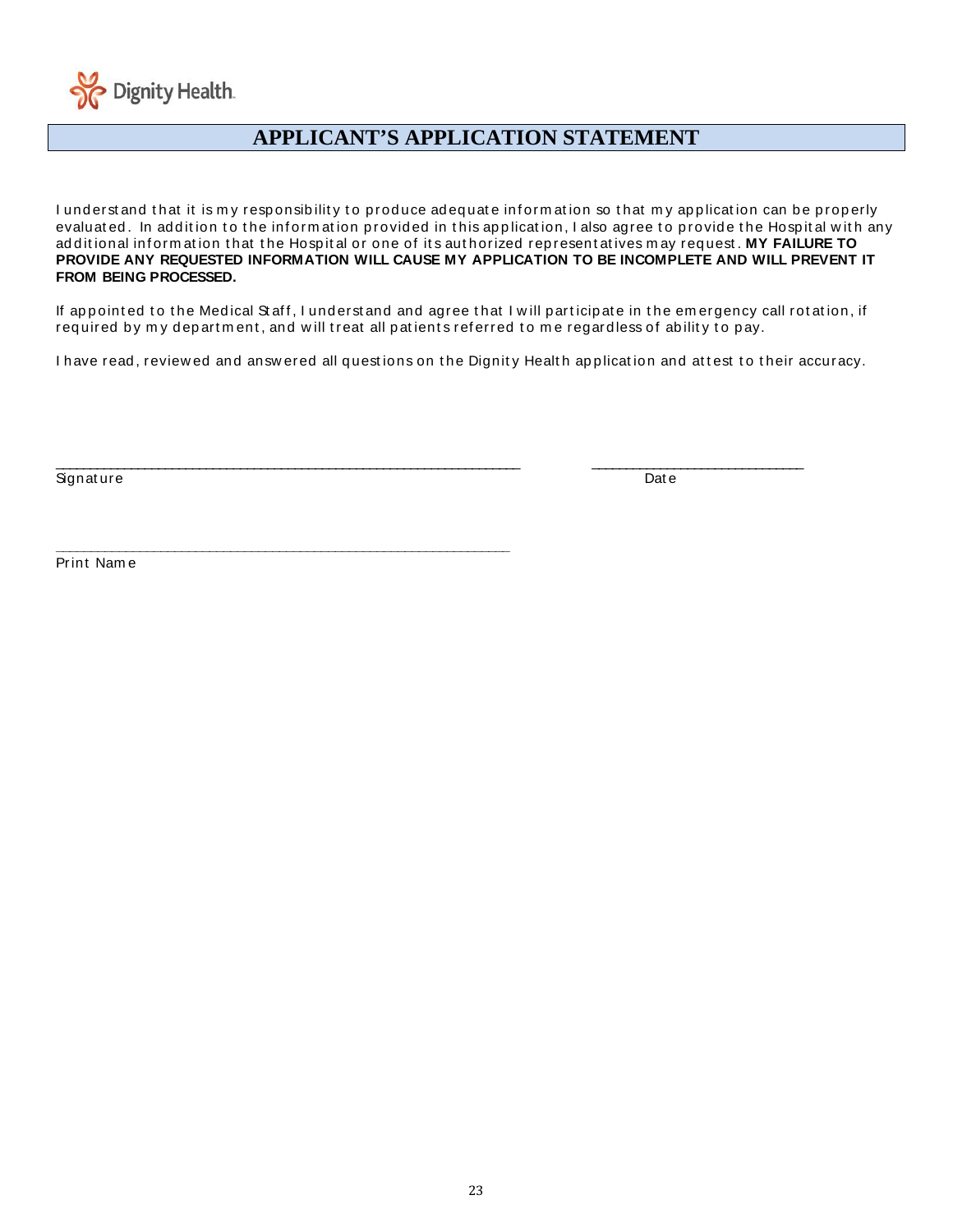Dignity Health

# APPLICANT'S APPLICATION STATEMENT

I understand that it is my responsibility to produce adequate information so that my application can be properly evaluated. In addition to the information provided in this application, I also agree to provide the Hospital with any additional information that the Hospital or one of its authorized representatives may request. **MY FAILURE TO PROVIDE ANY REQUESTED INFORMATION WILL CAUSE MY APPLICATION TO BE INCOMPLETE AND WILL PREVENT IT FROM BEING PROCESSED.**

If appointed to the Medical Staff, I understand and agree that I will participate in the emergency call rotation, if required by my department, and will treat all patients referred to me regardless of ability to pay.

I have read, reviewed and answered all questions on the Dignity Health application and attest to their accuracy.

\_\_\_\_\_\_\_\_\_\_\_\_\_\_\_\_\_\_\_\_\_\_\_\_\_\_\_\_\_\_\_\_\_\_\_\_\_\_\_\_ \_\_\_\_\_\_\_\_\_\_\_\_\_\_\_\_\_\_\_\_\_\_\_\_
Signature Date

\_\_\_\_\_\_\_\_\_\_\_\_\_\_\_\_\_\_\_\_\_\_\_\_\_\_\_\_\_\_\_\_\_\_\_\_\_\_\_\_
Print Name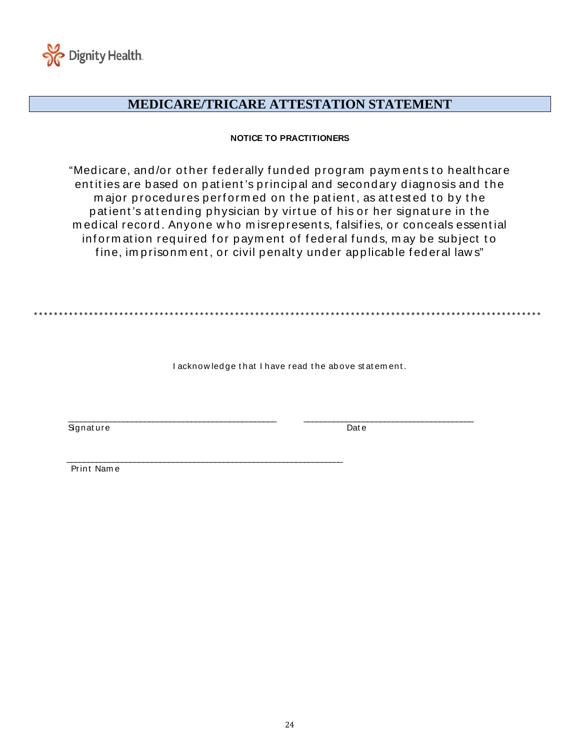Dignity Health.

# MEDICARE/TRICARE ATTESTATION STATEMENT

**NOTICE TO PRACTITIONERS**

"Medicare, and/or other federally funded program payments to healthcare entities are based on patient's principal and secondary diagnosis and the major procedures performed on the patient, as attested to by the patient's attending physician by virtue of his or her signature in the medical record. Anyone who misrepresents, falsifies, or conceals essential information required for payment of federal funds, may be subject to fine, imprisonment, or civil penalty under applicable federal laws"

*****************************************************************************************************

I acknowledge that I have read the above statement.

_______________________________________ _______________________________

Signature Date

___________________________________________________

Print Name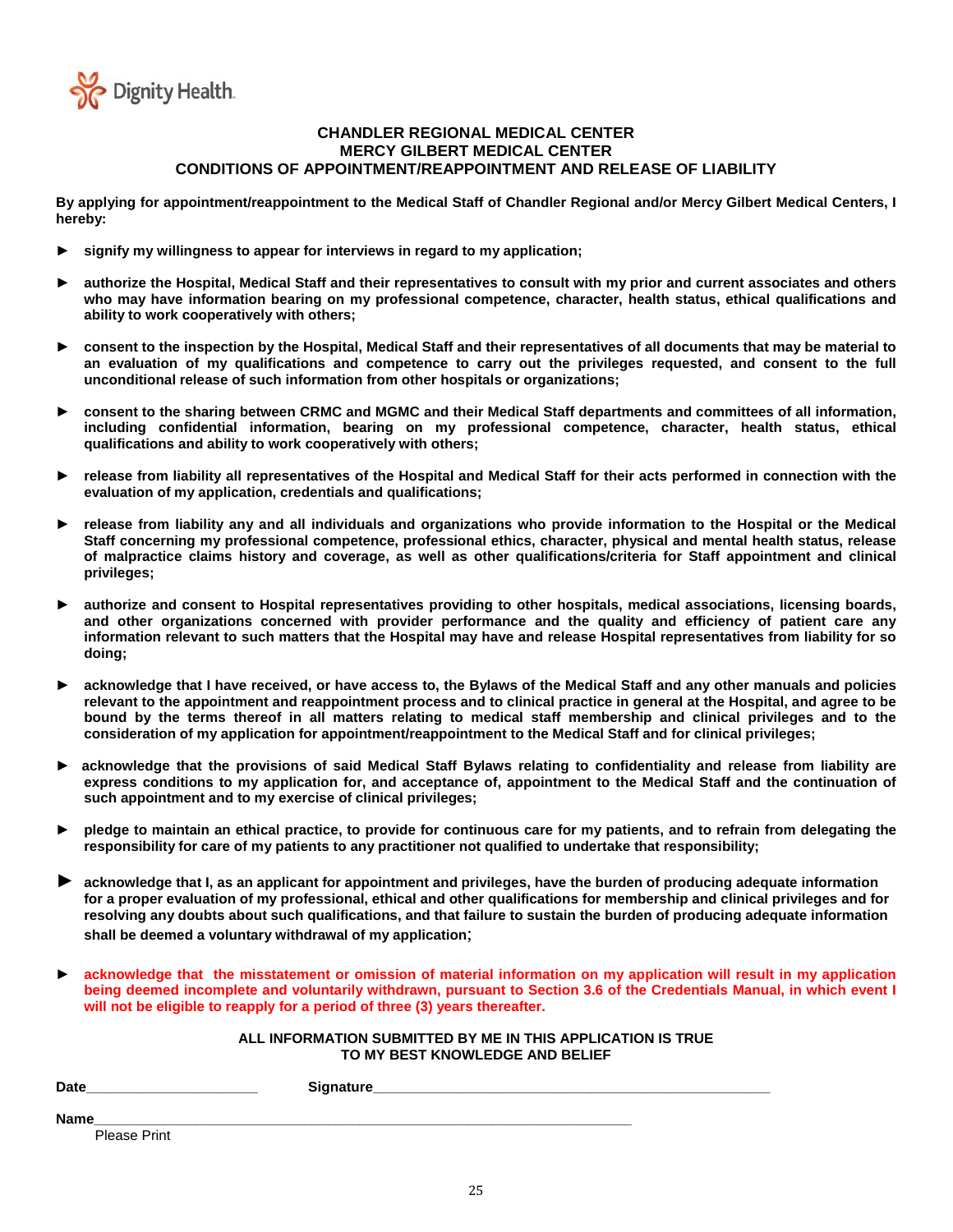Dignity Health.

# CHANDLER REGIONAL MEDICAL CENTER
# MERCY GILBERT MEDICAL CENTER
# CONDITIONS OF APPOINTMENT/REAPPOINTMENT AND RELEASE OF LIABILITY

**By applying for appointment/reappointment to the Medical Staff of Chandler Regional and/or Mercy Gilbert Medical Centers, I hereby:**

- **signify my willingness to appear for interviews in regard to my application;**
- **authorize the Hospital, Medical Staff and their representatives to consult with my prior and current associates and others who may have information bearing on my professional competence, character, health status, ethical qualifications and ability to work cooperatively with others;**
- **consent to the inspection by the Hospital, Medical Staff and their representatives of all documents that may be material to an evaluation of my qualifications and competence to carry out the privileges requested, and consent to the full unconditional release of such information from other hospitals or organizations;**
- **consent to the sharing between CRMC and MGMC and their Medical Staff departments and committees of all information, including confidential information, bearing on my professional competence, character, health status, ethical qualifications and ability to work cooperatively with others;**
- **release from liability all representatives of the Hospital and Medical Staff for their acts performed in connection with the evaluation of my application, credentials and qualifications;**
- **release from liability any and all individuals and organizations who provide information to the Hospital or the Medical Staff concerning my professional competence, professional ethics, character, physical and mental health status, release of malpractice claims history and coverage, as well as other qualifications/criteria for Staff appointment and clinical privileges;**
- **authorize and consent to Hospital representatives providing to other hospitals, medical associations, licensing boards, and other organizations concerned with provider performance and the quality and efficiency of patient care any information relevant to such matters that the Hospital may have and release Hospital representatives from liability for so doing;**
- **acknowledge that I have received, or have access to, the Bylaws of the Medical Staff and any other manuals and policies relevant to the appointment and reappointment process and to clinical practice in general at the Hospital, and agree to be bound by the terms thereof in all matters relating to medical staff membership and clinical privileges and to the consideration of my application for appointment/reappointment to the Medical Staff and for clinical privileges;**
- **acknowledge that the provisions of said Medical Staff Bylaws relating to confidentiality and release from liability are express conditions to my application for, and acceptance of, appointment to the Medical Staff and the continuation of such appointment and to my exercise of clinical privileges;**
- **pledge to maintain an ethical practice, to provide for continuous care for my patients, and to refrain from delegating the responsibility for care of my patients to any practitioner not qualified to undertake that responsibility;**
- **acknowledge that I, as an applicant for appointment and privileges, have the burden of producing adequate information for a proper evaluation of my professional, ethical and other qualifications for membership and clinical privileges and for resolving any doubts about such qualifications, and that failure to sustain the burden of producing adequate information shall be deemed a voluntary withdrawal of my application;**
- **acknowledge that the misstatement or omission of material information on my application will result in my application being deemed incomplete and voluntarily withdrawn, pursuant to Section 3.6 of the Credentials Manual, in which event I will not be eligible to reapply for a period of three (3) years thereafter.**

**ALL INFORMATION SUBMITTED BY ME IN THIS APPLICATION IS TRUE TO MY BEST KNOWLEDGE AND BELIEF**

**Date**_____________________ **Signature**__________________________________________________

**Name**____________________________________________________________________
Please Print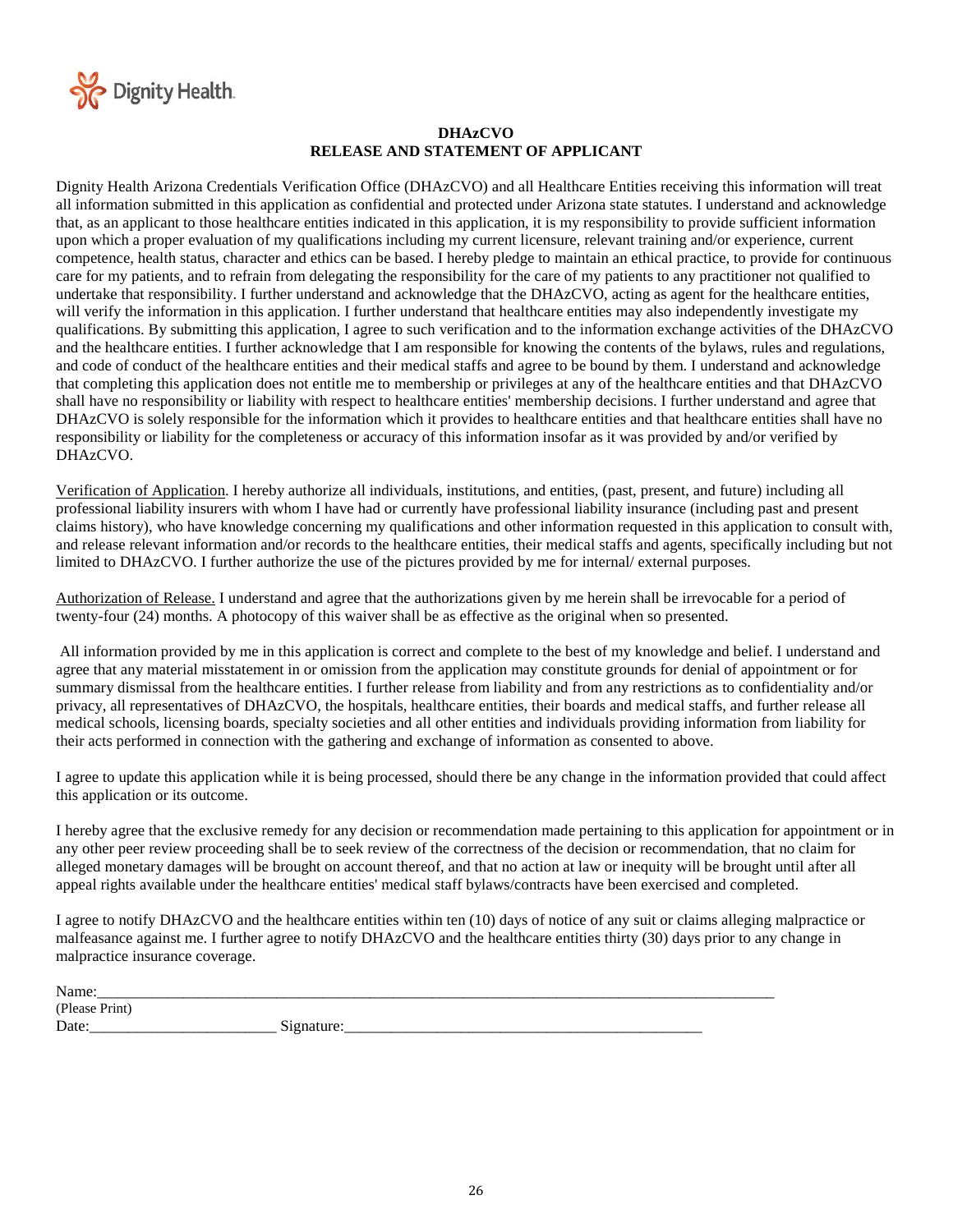Dignity Health.

**DHAzCVO**
**RELEASE AND STATEMENT OF APPLICANT**

Dignity Health Arizona Credentials Verification Office (DHAzCVO) and all Healthcare Entities receiving this information will treat all information submitted in this application as confidential and protected under Arizona state statutes. I understand and acknowledge that, as an applicant to those healthcare entities indicated in this application, it is my responsibility to provide sufficient information upon which a proper evaluation of my qualifications including my current licensure, relevant training and/or experience, current competence, health status, character and ethics can be based. I hereby pledge to maintain an ethical practice, to provide for continuous care for my patients, and to refrain from delegating the responsibility for the care of my patients to any practitioner not qualified to undertake that responsibility. I further understand and acknowledge that the DHAzCVO, acting as agent for the healthcare entities, will verify the information in this application. I further understand that healthcare entities may also independently investigate my qualifications. By submitting this application, I agree to such verification and to the information exchange activities of the DHAzCVO and the healthcare entities. I further acknowledge that I am responsible for knowing the contents of the bylaws, rules and regulations, and code of conduct of the healthcare entities and their medical staffs and agree to be bound by them. I understand and acknowledge that completing this application does not entitle me to membership or privileges at any of the healthcare entities and that DHAzCVO shall have no responsibility or liability with respect to healthcare entities' membership decisions. I further understand and agree that DHAzCVO is solely responsible for the information which it provides to healthcare entities and that healthcare entities shall have no responsibility or liability for the completeness or accuracy of this information insofar as it was provided by and/or verified by DHAzCVO.

<u>Verification of Application</u>. I hereby authorize all individuals, institutions, and entities, (past, present, and future) including all professional liability insurers with whom I have had or currently have professional liability insurance (including past and present claims history), who have knowledge concerning my qualifications and other information requested in this application to consult with, and release relevant information and/or records to the healthcare entities, their medical staffs and agents, specifically including but not limited to DHAzCVO. I further authorize the use of the pictures provided by me for internal/ external purposes.

<u>Authorization of Release.</u> I understand and agree that the authorizations given by me herein shall be irrevocable for a period of twenty-four (24) months. A photocopy of this waiver shall be as effective as the original when so presented.

All information provided by me in this application is correct and complete to the best of my knowledge and belief. I understand and agree that any material misstatement in or omission from the application may constitute grounds for denial of appointment or for summary dismissal from the healthcare entities. I further release from liability and from any restrictions as to confidentiality and/or privacy, all representatives of DHAzCVO, the hospitals, healthcare entities, their boards and medical staffs, and further release all medical schools, licensing boards, specialty societies and all other entities and individuals providing information from liability for their acts performed in connection with the gathering and exchange of information as consented to above.

I agree to update this application while it is being processed, should there be any change in the information provided that could affect this application or its outcome.

I hereby agree that the exclusive remedy for any decision or recommendation made pertaining to this application for appointment or in any other peer review proceeding shall be to seek review of the correctness of the decision or recommendation, that no claim for alleged monetary damages will be brought on account thereof, and that no action at law or inequity will be brought until after all appeal rights available under the healthcare entities' medical staff bylaws/contracts have been exercised and completed.

I agree to notify DHAzCVO and the healthcare entities within ten (10) days of notice of any suit or claims alleging malpractice or malfeasance against me. I further agree to notify DHAzCVO and the healthcare entities thirty (30) days prior to any change in malpractice insurance coverage.

Name:\_\_\_\_\_\_\_\_\_\_\_\_\_\_\_\_\_\_\_\_\_\_\_\_\_\_\_\_\_\_\_\_\_\_\_\_\_\_\_\_\_\_\_\_\_\_\_\_\_\_\_\_\_\_\_\_\_\_\_\_\_\_\_\_\_\_
(Please Print)

Date:\_\_\_\_\_\_\_\_\_\_\_\_\_\_\_\_\_\_\_\_\_\_\_\_ Signature:\_\_\_\_\_\_\_\_\_\_\_\_\_\_\_\_\_\_\_\_\_\_\_\_\_\_\_\_\_\_\_\_\_\_\_\_\_\_\_\_\_\_\_\_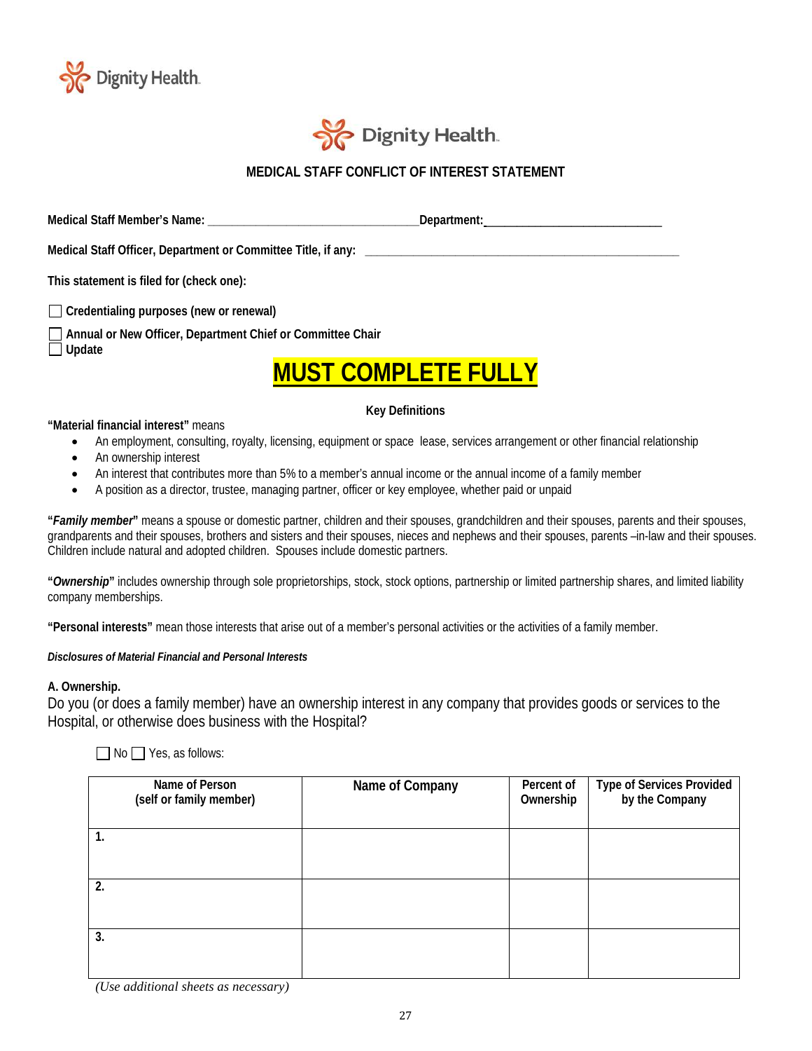# MEDICAL STAFF CONFLICT OF INTEREST STATEMENT

**Medical Staff Member's Name:** ________________________________ **Department:** ____________________________

**Medical Staff Officer, Department or Committee Title, if any:** ________________________________________________

**This statement is filed for (check one):**

☐ **Credentialing purposes (new or renewal)**

☐ **Annual or New Officer, Department Chief or Committee Chair**

☐ **Update**

## MUST COMPLETE FULLY

**Key Definitions**

**"Material financial interest"** means

- An employment, consulting, royalty, licensing, equipment or space lease, services arrangement or other financial relationship
- An ownership interest
- An interest that contributes more than 5% to a member's annual income or the annual income of a family member
- A position as a director, trustee, managing partner, officer or key employee, whether paid or unpaid

**"*Family member*"** means a spouse or domestic partner, children and their spouses, grandchildren and their spouses, parents and their spouses, grandparents and their spouses, brothers and sisters and their spouses, nieces and nephews and their spouses, parents –in-law and their spouses. Children include natural and adopted children. Spouses include domestic partners.

**"*Ownership*"** includes ownership through sole proprietorships, stock, stock options, partnership or limited partnership shares, and limited liability company memberships.

**"Personal interests"** mean those interests that arise out of a member's personal activities or the activities of a family member.

***Disclosures of Material Financial and Personal Interests***

**A. Ownership.**

Do you (or does a family member) have an ownership interest in any company that provides goods or services to the Hospital, or otherwise does business with the Hospital?

☐ No ☐ Yes, as follows:

| Name of Person (self or family member) | Name of Company | Percent of Ownership | Type of Services Provided by the Company |
|---|---|---|---|
| 1. | | | |
| 2. | | | |
| 3. | | | |

*(Use additional sheets as necessary)*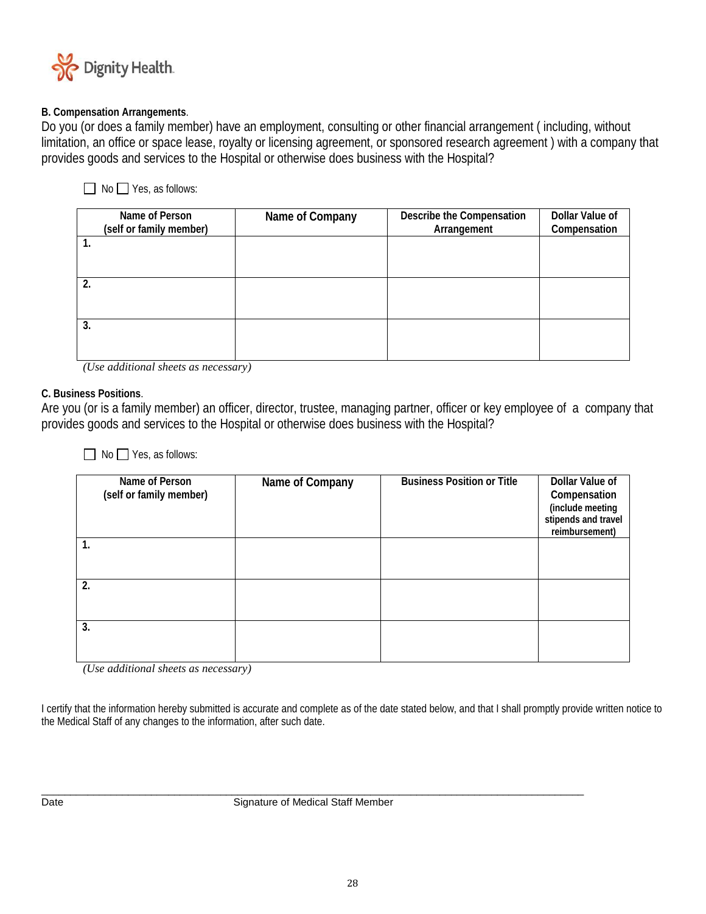**B. Compensation Arrangements**.

Do you (or does a family member) have an employment, consulting or other financial arrangement ( including, without limitation, an office or space lease, royalty or licensing agreement, or sponsored research agreement ) with a company that provides goods and services to the Hospital or otherwise does business with the Hospital?

☐ No ☐ Yes, as follows:

| Name of Person (self or family member) | Name of Company | Describe the Compensation Arrangement | Dollar Value of Compensation |
|---|---|---|---|
| 1. | | | |
| 2. | | | |
| 3. | | | |

*(Use additional sheets as necessary)*

**C. Business Positions**.

Are you (or is a family member) an officer, director, trustee, managing partner, officer or key employee of a company that provides goods and services to the Hospital or otherwise does business with the Hospital?

☐ No ☐ Yes, as follows:

| Name of Person (self or family member) | Name of Company | Business Position or Title | Dollar Value of Compensation (include meeting stipends and travel reimbursement) |
|---|---|---|---|
| 1. | | | |
| 2. | | | |
| 3. | | | |

*(Use additional sheets as necessary)*

I certify that the information hereby submitted is accurate and complete as of the date stated below, and that I shall promptly provide written notice to the Medical Staff of any changes to the information, after such date.

\_\_\_\_\_\_\_\_\_\_\_\_\_\_\_\_\_\_\_\_\_\_\_\_\_\_\_\_\_\_\_\_\_\_\_\_\_\_\_\_\_\_\_\_\_\_\_\_\_\_\_\_\_\_\_\_\_\_\_\_\_\_\_\_\_\_\_\_\_\_\_\_\_\_\_\_

Date Signature of Medical Staff Member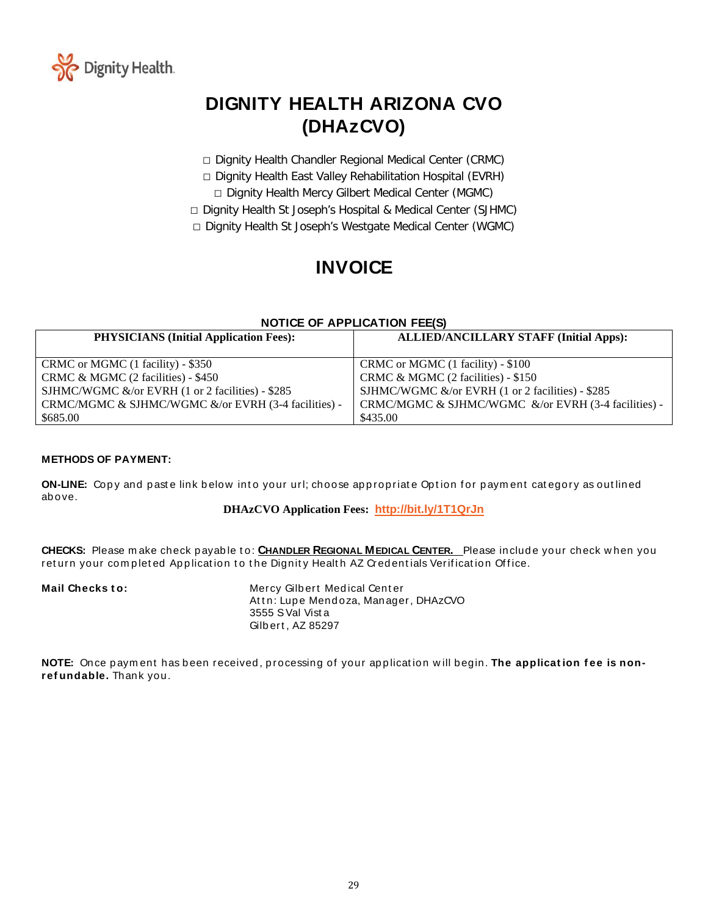# DIGNITY HEALTH ARIZONA CVO (DHAzCVO)

□ Dignity Health Chandler Regional Medical Center (CRMC)
□ Dignity Health East Valley Rehabilitation Hospital (EVRH)
□ Dignity Health Mercy Gilbert Medical Center (MGMC)
□ Dignity Health St Joseph's Hospital & Medical Center (SJHMC)
□ Dignity Health St Joseph's Westgate Medical Center (WGMC)

# INVOICE

**NOTICE OF APPLICATION FEE(S)**

| PHYSICIANS (Initial Application Fees): | ALLIED/ANCILLARY STAFF (Initial Apps): |
|---|---|
| CRMC or MGMC (1 facility) - $350<br>CRMC & MGMC (2 facilities) - $450<br>SJHMC/WGMC &/or EVRH (1 or 2 facilities) - $285<br>CRMC/MGMC & SJHMC/WGMC &/or EVRH (3-4 facilities) - $685.00 | CRMC or MGMC (1 facility) - $100<br>CRMC & MGMC (2 facilities) - $150<br>SJHMC/WGMC &/or EVRH (1 or 2 facilities) - $285<br>CRMC/MGMC & SJHMC/WGMC &/or EVRH (3-4 facilities) - $435.00 |

**METHODS OF PAYMENT:**

**ON-LINE:** Copy and paste link below into your url; choose appropriate Option for payment category as outlined above.

**DHAzCVO Application Fees: http://bit.ly/1T1QrJn**

**CHECKS:** Please make check payable to: **CHANDLER REGIONAL MEDICAL CENTER.** Please include your check when you return your completed Application to the Dignity Health AZ Credentials Verification Office.

**Mail Checks to:**

Mercy Gilbert Medical Center
Attn: Lupe Mendoza, Manager, DHAzCVO
3555 S Val Vista
Gilbert, AZ 85297

**NOTE:** Once payment has been received, processing of your application will begin. **The application fee is non-refundable.** Thank you.